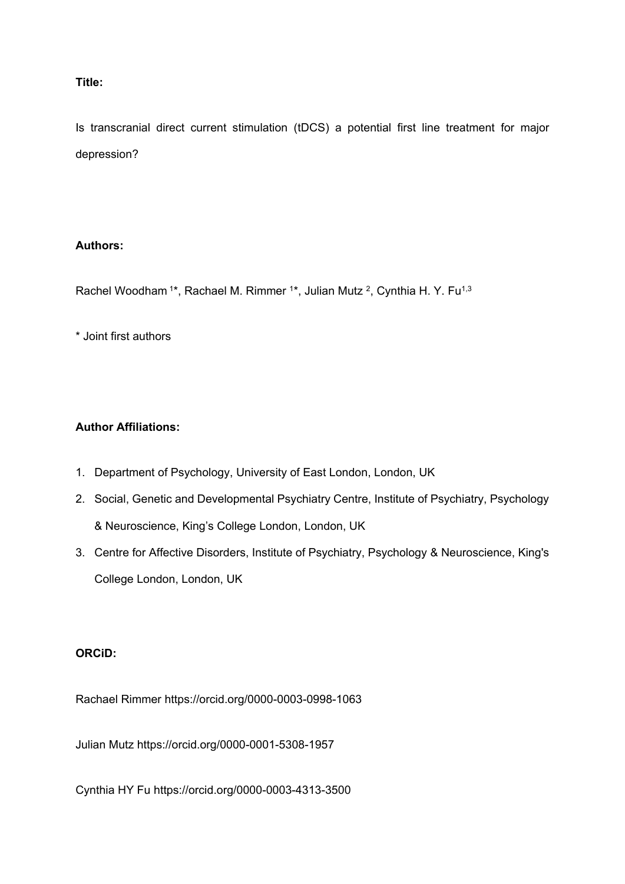**Title:**

Is transcranial direct current stimulation (tDCS) a potential first line treatment for major depression?

**Authors:**

Rachel Woodham [1]*, Rachael M. Rimmer [1]*, Julian Mutz [2], Cynthia H. Y. Fu[1,3]

\* Joint first authors

**Author Affiliations:**

1. Department of Psychology, University of East London, London, UK
2. Social, Genetic and Developmental Psychiatry Centre, Institute of Psychiatry, Psychology & Neuroscience, King's College London, London, UK
3. Centre for Affective Disorders, Institute of Psychiatry, Psychology & Neuroscience, King's College London, London, UK

**ORCiD:**

Rachael Rimmer https://orcid.org/0000-0003-0998-1063

Julian Mutz https://orcid.org/0000-0001-5308-1957

Cynthia HY Fu https://orcid.org/0000-0003-4313-3500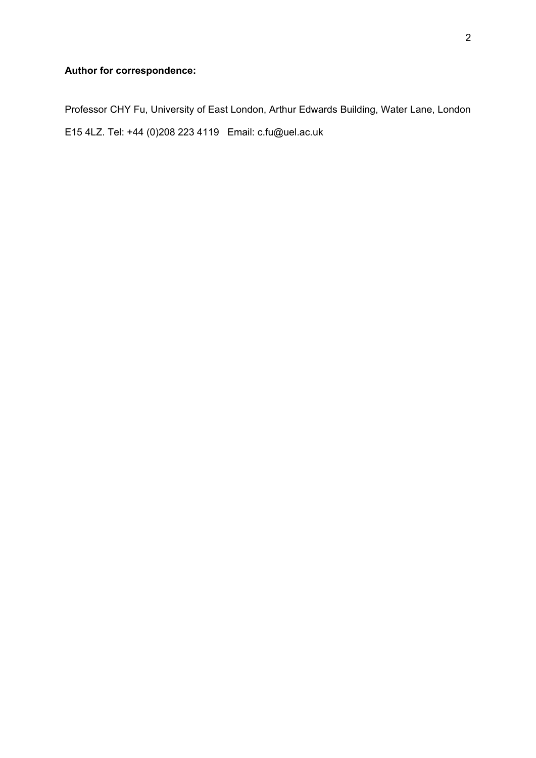**Author for correspondence:**

Professor CHY Fu, University of East London, Arthur Edwards Building, Water Lane, London E15 4LZ. Tel: +44 (0)208 223 4119 Email: c.fu@uel.ac.uk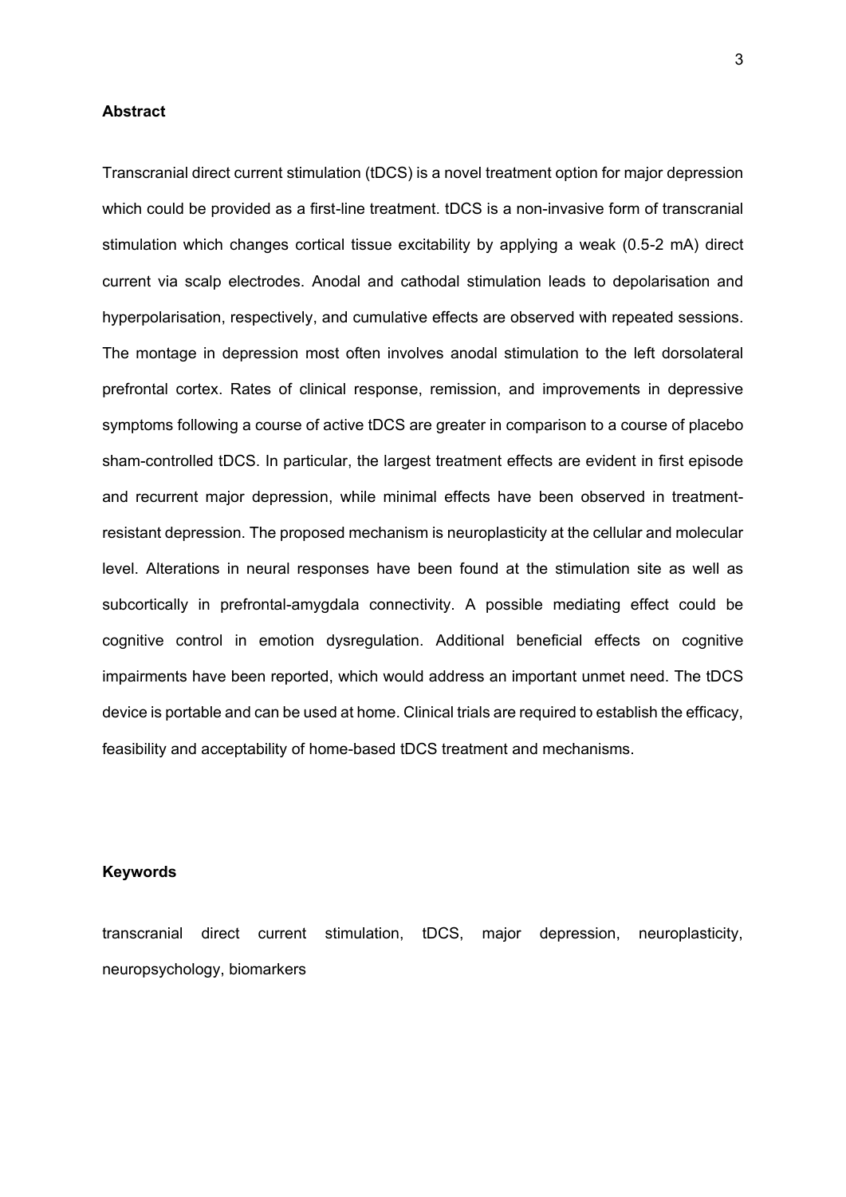## Abstract

Transcranial direct current stimulation (tDCS) is a novel treatment option for major depression which could be provided as a first-line treatment. tDCS is a non-invasive form of transcranial stimulation which changes cortical tissue excitability by applying a weak (0.5-2 mA) direct current via scalp electrodes. Anodal and cathodal stimulation leads to depolarisation and hyperpolarisation, respectively, and cumulative effects are observed with repeated sessions. The montage in depression most often involves anodal stimulation to the left dorsolateral prefrontal cortex. Rates of clinical response, remission, and improvements in depressive symptoms following a course of active tDCS are greater in comparison to a course of placebo sham-controlled tDCS. In particular, the largest treatment effects are evident in first episode and recurrent major depression, while minimal effects have been observed in treatment-resistant depression. The proposed mechanism is neuroplasticity at the cellular and molecular level. Alterations in neural responses have been found at the stimulation site as well as subcortically in prefrontal-amygdala connectivity. A possible mediating effect could be cognitive control in emotion dysregulation. Additional beneficial effects on cognitive impairments have been reported, which would address an important unmet need. The tDCS device is portable and can be used at home. Clinical trials are required to establish the efficacy, feasibility and acceptability of home-based tDCS treatment and mechanisms.

## Keywords

transcranial direct current stimulation, tDCS, major depression, neuroplasticity, neuropsychology, biomarkers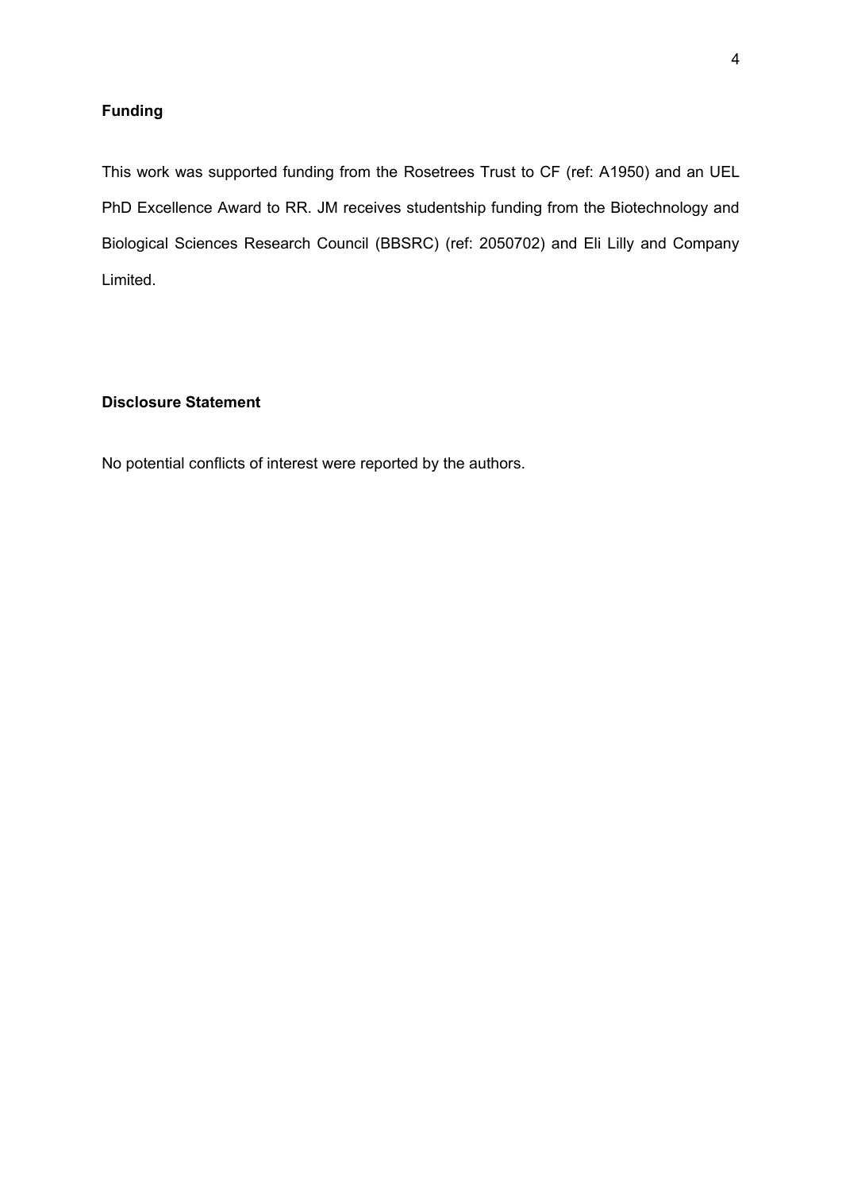## Funding

This work was supported funding from the Rosetrees Trust to CF (ref: A1950) and an UEL PhD Excellence Award to RR. JM receives studentship funding from the Biotechnology and Biological Sciences Research Council (BBSRC) (ref: 2050702) and Eli Lilly and Company Limited.

## Disclosure Statement

No potential conflicts of interest were reported by the authors.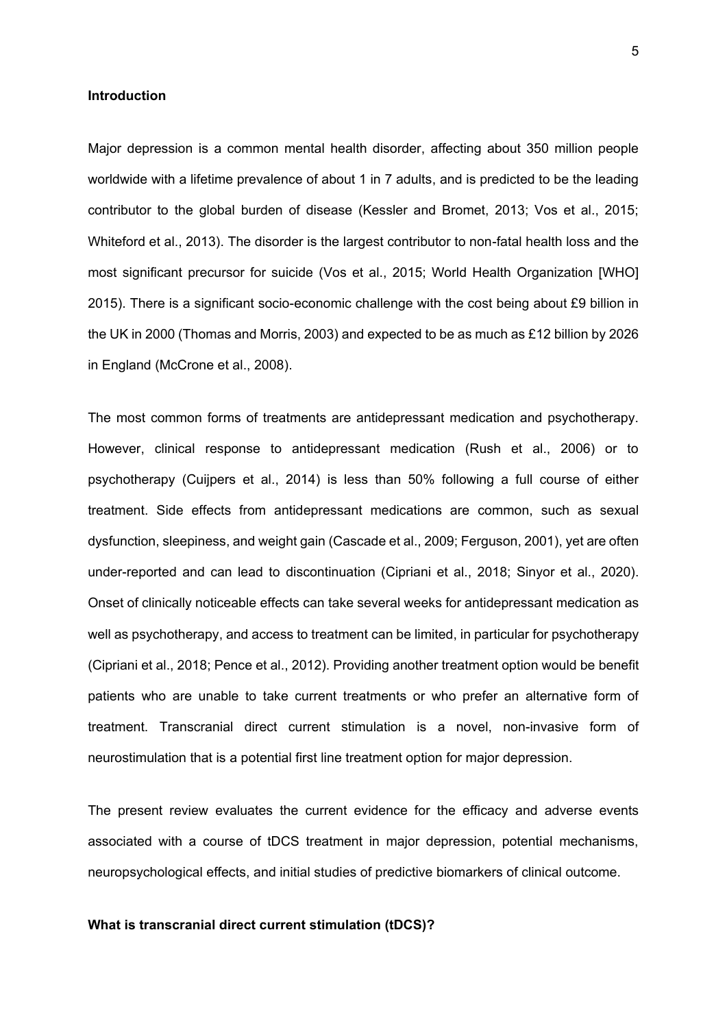## Introduction

Major depression is a common mental health disorder, affecting about 350 million people worldwide with a lifetime prevalence of about 1 in 7 adults, and is predicted to be the leading contributor to the global burden of disease (Kessler and Bromet, 2013; Vos et al., 2015; Whiteford et al., 2013). The disorder is the largest contributor to non-fatal health loss and the most significant precursor for suicide (Vos et al., 2015; World Health Organization [WHO] 2015). There is a significant socio-economic challenge with the cost being about £9 billion in the UK in 2000 (Thomas and Morris, 2003) and expected to be as much as £12 billion by 2026 in England (McCrone et al., 2008).

The most common forms of treatments are antidepressant medication and psychotherapy. However, clinical response to antidepressant medication (Rush et al., 2006) or to psychotherapy (Cuijpers et al., 2014) is less than 50% following a full course of either treatment. Side effects from antidepressant medications are common, such as sexual dysfunction, sleepiness, and weight gain (Cascade et al., 2009; Ferguson, 2001), yet are often under-reported and can lead to discontinuation (Cipriani et al., 2018; Sinyor et al., 2020). Onset of clinically noticeable effects can take several weeks for antidepressant medication as well as psychotherapy, and access to treatment can be limited, in particular for psychotherapy (Cipriani et al., 2018; Pence et al., 2012). Providing another treatment option would be benefit patients who are unable to take current treatments or who prefer an alternative form of treatment. Transcranial direct current stimulation is a novel, non-invasive form of neurostimulation that is a potential first line treatment option for major depression.

The present review evaluates the current evidence for the efficacy and adverse events associated with a course of tDCS treatment in major depression, potential mechanisms, neuropsychological effects, and initial studies of predictive biomarkers of clinical outcome.

## What is transcranial direct current stimulation (tDCS)?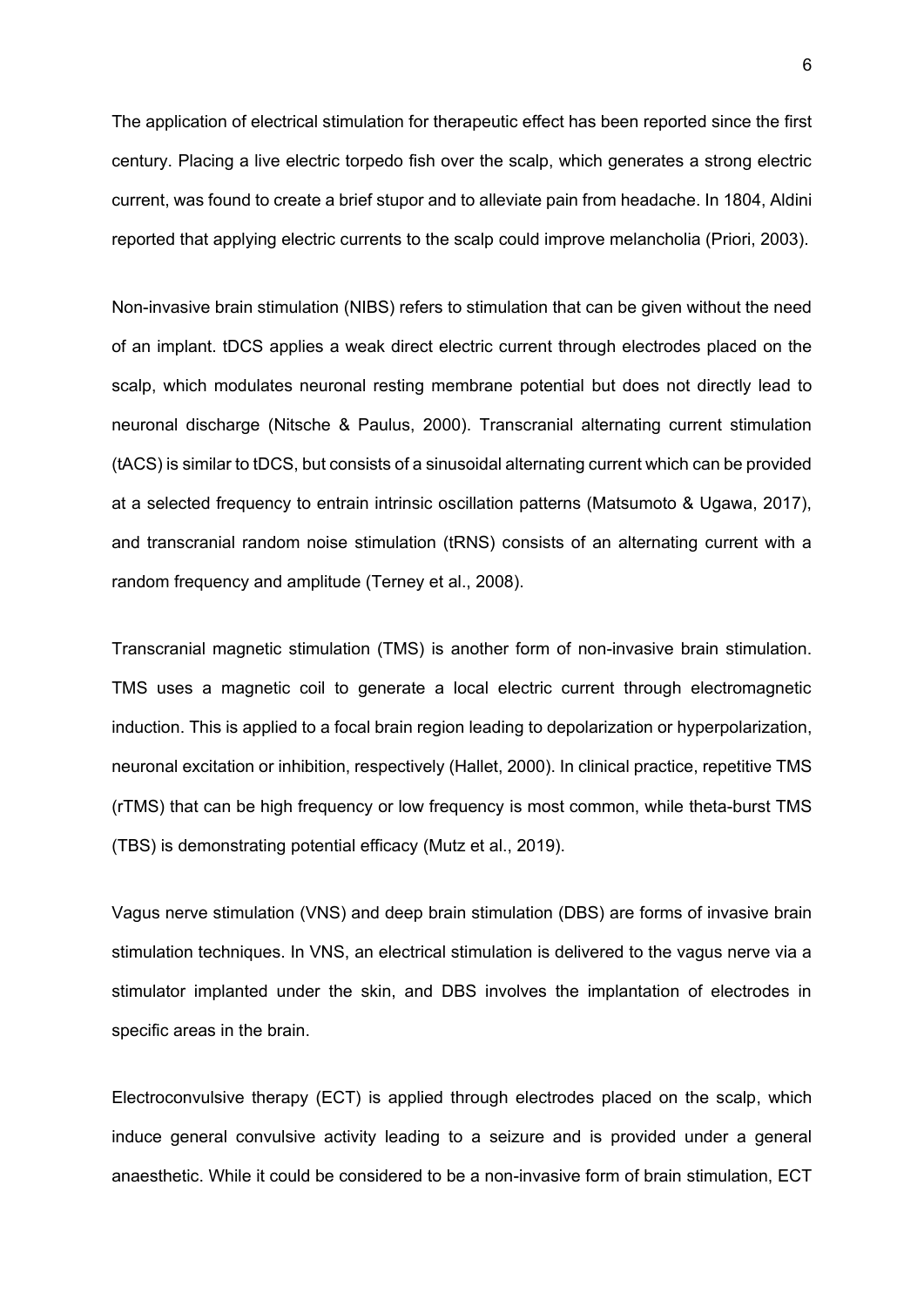The application of electrical stimulation for therapeutic effect has been reported since the first century. Placing a live electric torpedo fish over the scalp, which generates a strong electric current, was found to create a brief stupor and to alleviate pain from headache. In 1804, Aldini reported that applying electric currents to the scalp could improve melancholia (Priori, 2003).

Non-invasive brain stimulation (NIBS) refers to stimulation that can be given without the need of an implant. tDCS applies a weak direct electric current through electrodes placed on the scalp, which modulates neuronal resting membrane potential but does not directly lead to neuronal discharge (Nitsche & Paulus, 2000). Transcranial alternating current stimulation (tACS) is similar to tDCS, but consists of a sinusoidal alternating current which can be provided at a selected frequency to entrain intrinsic oscillation patterns (Matsumoto & Ugawa, 2017), and transcranial random noise stimulation (tRNS) consists of an alternating current with a random frequency and amplitude (Terney et al., 2008).

Transcranial magnetic stimulation (TMS) is another form of non-invasive brain stimulation. TMS uses a magnetic coil to generate a local electric current through electromagnetic induction. This is applied to a focal brain region leading to depolarization or hyperpolarization, neuronal excitation or inhibition, respectively (Hallet, 2000). In clinical practice, repetitive TMS (rTMS) that can be high frequency or low frequency is most common, while theta-burst TMS (TBS) is demonstrating potential efficacy (Mutz et al., 2019).

Vagus nerve stimulation (VNS) and deep brain stimulation (DBS) are forms of invasive brain stimulation techniques. In VNS, an electrical stimulation is delivered to the vagus nerve via a stimulator implanted under the skin, and DBS involves the implantation of electrodes in specific areas in the brain.

Electroconvulsive therapy (ECT) is applied through electrodes placed on the scalp, which induce general convulsive activity leading to a seizure and is provided under a general anaesthetic. While it could be considered to be a non-invasive form of brain stimulation, ECT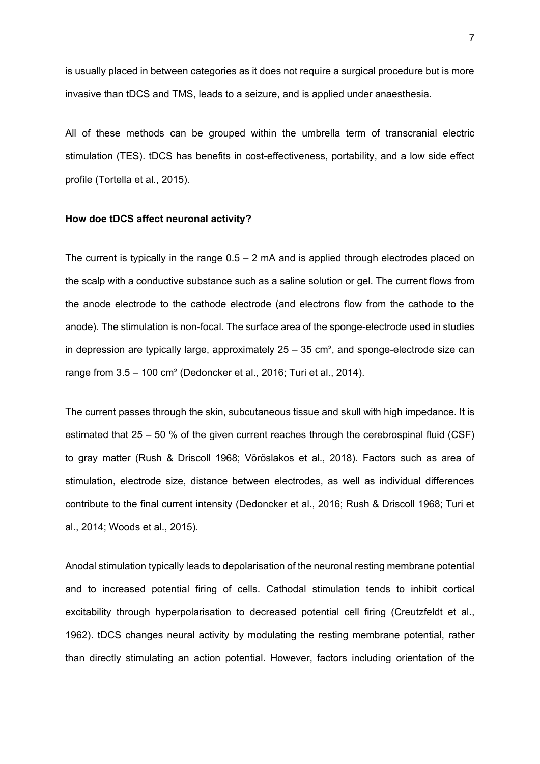is usually placed in between categories as it does not require a surgical procedure but is more invasive than tDCS and TMS, leads to a seizure, and is applied under anaesthesia.

All of these methods can be grouped within the umbrella term of transcranial electric stimulation (TES). tDCS has benefits in cost-effectiveness, portability, and a low side effect profile (Tortella et al., 2015).

**How doe tDCS affect neuronal activity?**

The current is typically in the range 0.5 – 2 mA and is applied through electrodes placed on the scalp with a conductive substance such as a saline solution or gel. The current flows from the anode electrode to the cathode electrode (and electrons flow from the cathode to the anode). The stimulation is non-focal. The surface area of the sponge-electrode used in studies in depression are typically large, approximately 25 – 35 cm², and sponge-electrode size can range from 3.5 – 100 cm² (Dedoncker et al., 2016; Turi et al., 2014).

The current passes through the skin, subcutaneous tissue and skull with high impedance. It is estimated that 25 – 50 % of the given current reaches through the cerebrospinal fluid (CSF) to gray matter (Rush & Driscoll 1968; Vöröslakos et al., 2018). Factors such as area of stimulation, electrode size, distance between electrodes, as well as individual differences contribute to the final current intensity (Dedoncker et al., 2016; Rush & Driscoll 1968; Turi et al., 2014; Woods et al., 2015).

Anodal stimulation typically leads to depolarisation of the neuronal resting membrane potential and to increased potential firing of cells. Cathodal stimulation tends to inhibit cortical excitability through hyperpolarisation to decreased potential cell firing (Creutzfeldt et al., 1962). tDCS changes neural activity by modulating the resting membrane potential, rather than directly stimulating an action potential. However, factors including orientation of the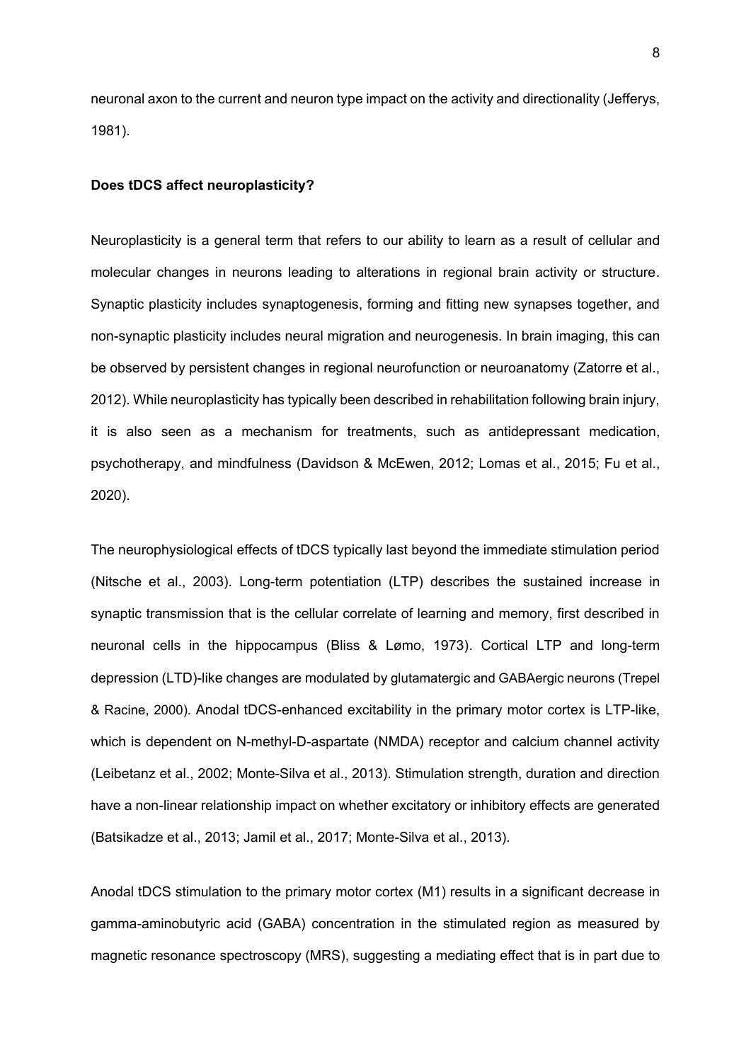neuronal axon to the current and neuron type impact on the activity and directionality (Jefferys, 1981).

**Does tDCS affect neuroplasticity?**

Neuroplasticity is a general term that refers to our ability to learn as a result of cellular and molecular changes in neurons leading to alterations in regional brain activity or structure. Synaptic plasticity includes synaptogenesis, forming and fitting new synapses together, and non-synaptic plasticity includes neural migration and neurogenesis. In brain imaging, this can be observed by persistent changes in regional neurofunction or neuroanatomy (Zatorre et al., 2012). While neuroplasticity has typically been described in rehabilitation following brain injury, it is also seen as a mechanism for treatments, such as antidepressant medication, psychotherapy, and mindfulness (Davidson & McEwen, 2012; Lomas et al., 2015; Fu et al., 2020).

The neurophysiological effects of tDCS typically last beyond the immediate stimulation period (Nitsche et al., 2003). Long-term potentiation (LTP) describes the sustained increase in synaptic transmission that is the cellular correlate of learning and memory, first described in neuronal cells in the hippocampus (Bliss & Lømo, 1973). Cortical LTP and long-term depression (LTD)-like changes are modulated by glutamatergic and GABAergic neurons (Trepel & Racine, 2000). Anodal tDCS-enhanced excitability in the primary motor cortex is LTP-like, which is dependent on N-methyl-D-aspartate (NMDA) receptor and calcium channel activity (Leibetanz et al., 2002; Monte-Silva et al., 2013). Stimulation strength, duration and direction have a non-linear relationship impact on whether excitatory or inhibitory effects are generated (Batsikadze et al., 2013; Jamil et al., 2017; Monte-Silva et al., 2013).

Anodal tDCS stimulation to the primary motor cortex (M1) results in a significant decrease in gamma-aminobutyric acid (GABA) concentration in the stimulated region as measured by magnetic resonance spectroscopy (MRS), suggesting a mediating effect that is in part due to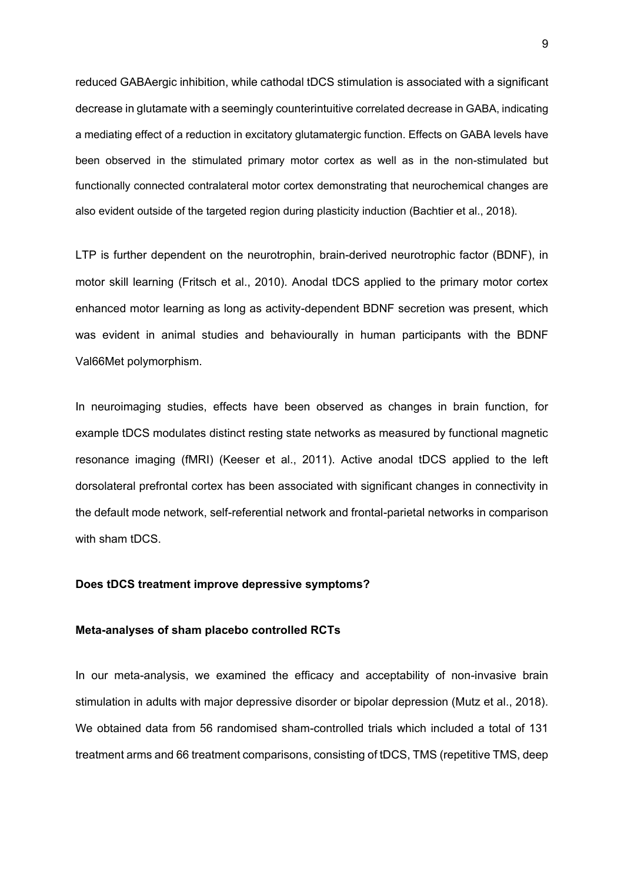reduced GABAergic inhibition, while cathodal tDCS stimulation is associated with a significant decrease in glutamate with a seemingly counterintuitive correlated decrease in GABA, indicating a mediating effect of a reduction in excitatory glutamatergic function. Effects on GABA levels have been observed in the stimulated primary motor cortex as well as in the non-stimulated but functionally connected contralateral motor cortex demonstrating that neurochemical changes are also evident outside of the targeted region during plasticity induction (Bachtier et al., 2018).

LTP is further dependent on the neurotrophin, brain-derived neurotrophic factor (BDNF), in motor skill learning (Fritsch et al., 2010). Anodal tDCS applied to the primary motor cortex enhanced motor learning as long as activity-dependent BDNF secretion was present, which was evident in animal studies and behaviourally in human participants with the BDNF Val66Met polymorphism.

In neuroimaging studies, effects have been observed as changes in brain function, for example tDCS modulates distinct resting state networks as measured by functional magnetic resonance imaging (fMRI) (Keeser et al., 2011). Active anodal tDCS applied to the left dorsolateral prefrontal cortex has been associated with significant changes in connectivity in the default mode network, self-referential network and frontal-parietal networks in comparison with sham tDCS.

**Does tDCS treatment improve depressive symptoms?**

**Meta-analyses of sham placebo controlled RCTs**

In our meta-analysis, we examined the efficacy and acceptability of non-invasive brain stimulation in adults with major depressive disorder or bipolar depression (Mutz et al., 2018). We obtained data from 56 randomised sham-controlled trials which included a total of 131 treatment arms and 66 treatment comparisons, consisting of tDCS, TMS (repetitive TMS, deep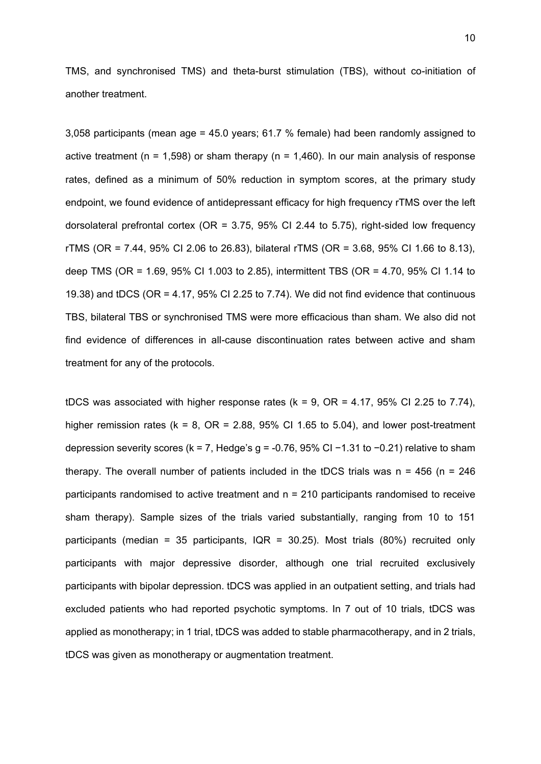TMS, and synchronised TMS) and theta-burst stimulation (TBS), without co-initiation of another treatment.

3,058 participants (mean age = 45.0 years; 61.7 % female) had been randomly assigned to active treatment (n = 1,598) or sham therapy (n = 1,460). In our main analysis of response rates, defined as a minimum of 50% reduction in symptom scores, at the primary study endpoint, we found evidence of antidepressant efficacy for high frequency rTMS over the left dorsolateral prefrontal cortex (OR = 3.75, 95% CI 2.44 to 5.75), right-sided low frequency rTMS (OR = 7.44, 95% CI 2.06 to 26.83), bilateral rTMS (OR = 3.68, 95% CI 1.66 to 8.13), deep TMS (OR = 1.69, 95% CI 1.003 to 2.85), intermittent TBS (OR = 4.70, 95% CI 1.14 to 19.38) and tDCS (OR = 4.17, 95% CI 2.25 to 7.74). We did not find evidence that continuous TBS, bilateral TBS or synchronised TMS were more efficacious than sham. We also did not find evidence of differences in all-cause discontinuation rates between active and sham treatment for any of the protocols.

tDCS was associated with higher response rates (k = 9, OR = 4.17, 95% CI 2.25 to 7.74), higher remission rates (k = 8, OR = 2.88, 95% CI 1.65 to 5.04), and lower post-treatment depression severity scores (k = 7, Hedge's g = -0.76, 95% CI −1.31 to −0.21) relative to sham therapy. The overall number of patients included in the tDCS trials was n = 456 (n = 246 participants randomised to active treatment and n = 210 participants randomised to receive sham therapy). Sample sizes of the trials varied substantially, ranging from 10 to 151 participants (median = 35 participants, IQR = 30.25). Most trials (80%) recruited only participants with major depressive disorder, although one trial recruited exclusively participants with bipolar depression. tDCS was applied in an outpatient setting, and trials had excluded patients who had reported psychotic symptoms. In 7 out of 10 trials, tDCS was applied as monotherapy; in 1 trial, tDCS was added to stable pharmacotherapy, and in 2 trials, tDCS was given as monotherapy or augmentation treatment.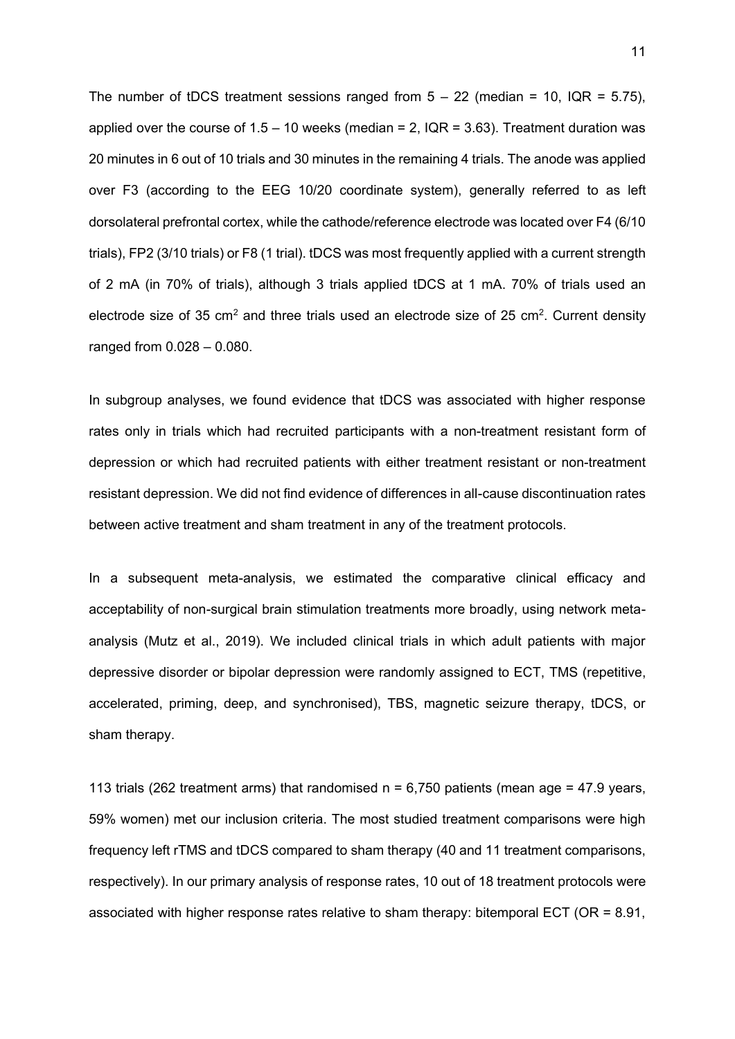The number of tDCS treatment sessions ranged from 5 – 22 (median = 10, IQR = 5.75), applied over the course of 1.5 – 10 weeks (median = 2, IQR = 3.63). Treatment duration was 20 minutes in 6 out of 10 trials and 30 minutes in the remaining 4 trials. The anode was applied over F3 (according to the EEG 10/20 coordinate system), generally referred to as left dorsolateral prefrontal cortex, while the cathode/reference electrode was located over F4 (6/10 trials), FP2 (3/10 trials) or F8 (1 trial). tDCS was most frequently applied with a current strength of 2 mA (in 70% of trials), although 3 trials applied tDCS at 1 mA. 70% of trials used an electrode size of 35 $cm^2$ and three trials used an electrode size of 25 $cm^2$. Current density ranged from 0.028 – 0.080.

In subgroup analyses, we found evidence that tDCS was associated with higher response rates only in trials which had recruited participants with a non-treatment resistant form of depression or which had recruited patients with either treatment resistant or non-treatment resistant depression. We did not find evidence of differences in all-cause discontinuation rates between active treatment and sham treatment in any of the treatment protocols.

In a subsequent meta-analysis, we estimated the comparative clinical efficacy and acceptability of non-surgical brain stimulation treatments more broadly, using network meta-analysis (Mutz et al., 2019). We included clinical trials in which adult patients with major depressive disorder or bipolar depression were randomly assigned to ECT, TMS (repetitive, accelerated, priming, deep, and synchronised), TBS, magnetic seizure therapy, tDCS, or sham therapy.

113 trials (262 treatment arms) that randomised n = 6,750 patients (mean age = 47.9 years, 59% women) met our inclusion criteria. The most studied treatment comparisons were high frequency left rTMS and tDCS compared to sham therapy (40 and 11 treatment comparisons, respectively). In our primary analysis of response rates, 10 out of 18 treatment protocols were associated with higher response rates relative to sham therapy: bitemporal ECT (OR = 8.91,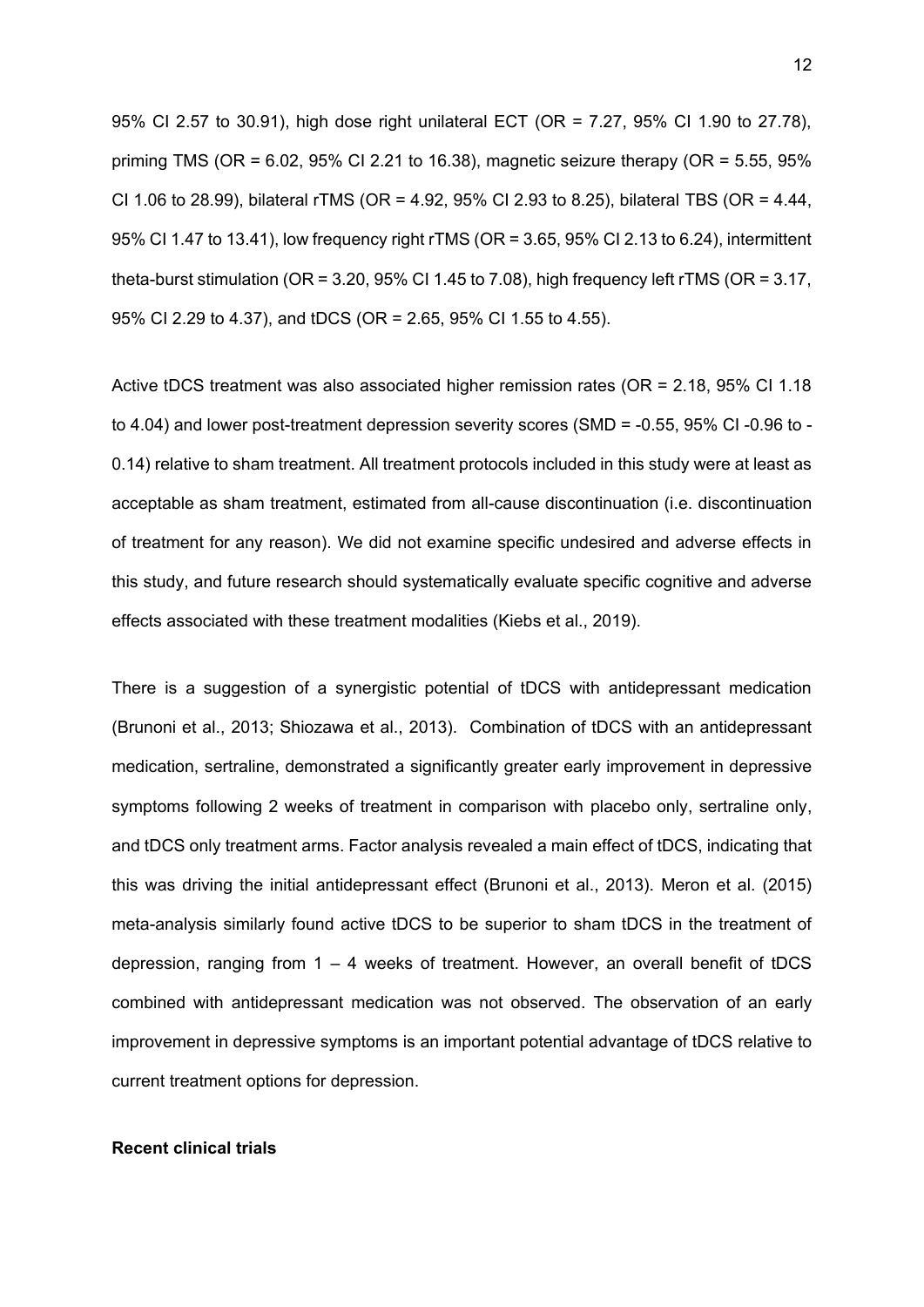95% CI 2.57 to 30.91), high dose right unilateral ECT (OR = 7.27, 95% CI 1.90 to 27.78), priming TMS (OR = 6.02, 95% CI 2.21 to 16.38), magnetic seizure therapy (OR = 5.55, 95% CI 1.06 to 28.99), bilateral rTMS (OR = 4.92, 95% CI 2.93 to 8.25), bilateral TBS (OR = 4.44, 95% CI 1.47 to 13.41), low frequency right rTMS (OR = 3.65, 95% CI 2.13 to 6.24), intermittent theta-burst stimulation (OR = 3.20, 95% CI 1.45 to 7.08), high frequency left rTMS (OR = 3.17, 95% CI 2.29 to 4.37), and tDCS (OR = 2.65, 95% CI 1.55 to 4.55).

Active tDCS treatment was also associated higher remission rates (OR = 2.18, 95% CI 1.18 to 4.04) and lower post-treatment depression severity scores (SMD = -0.55, 95% CI -0.96 to -0.14) relative to sham treatment. All treatment protocols included in this study were at least as acceptable as sham treatment, estimated from all-cause discontinuation (i.e. discontinuation of treatment for any reason). We did not examine specific undesired and adverse effects in this study, and future research should systematically evaluate specific cognitive and adverse effects associated with these treatment modalities (Kiebs et al., 2019).

There is a suggestion of a synergistic potential of tDCS with antidepressant medication (Brunoni et al., 2013; Shiozawa et al., 2013). Combination of tDCS with an antidepressant medication, sertraline, demonstrated a significantly greater early improvement in depressive symptoms following 2 weeks of treatment in comparison with placebo only, sertraline only, and tDCS only treatment arms. Factor analysis revealed a main effect of tDCS, indicating that this was driving the initial antidepressant effect (Brunoni et al., 2013). Meron et al. (2015) meta-analysis similarly found active tDCS to be superior to sham tDCS in the treatment of depression, ranging from 1 – 4 weeks of treatment. However, an overall benefit of tDCS combined with antidepressant medication was not observed. The observation of an early improvement in depressive symptoms is an important potential advantage of tDCS relative to current treatment options for depression.

**Recent clinical trials**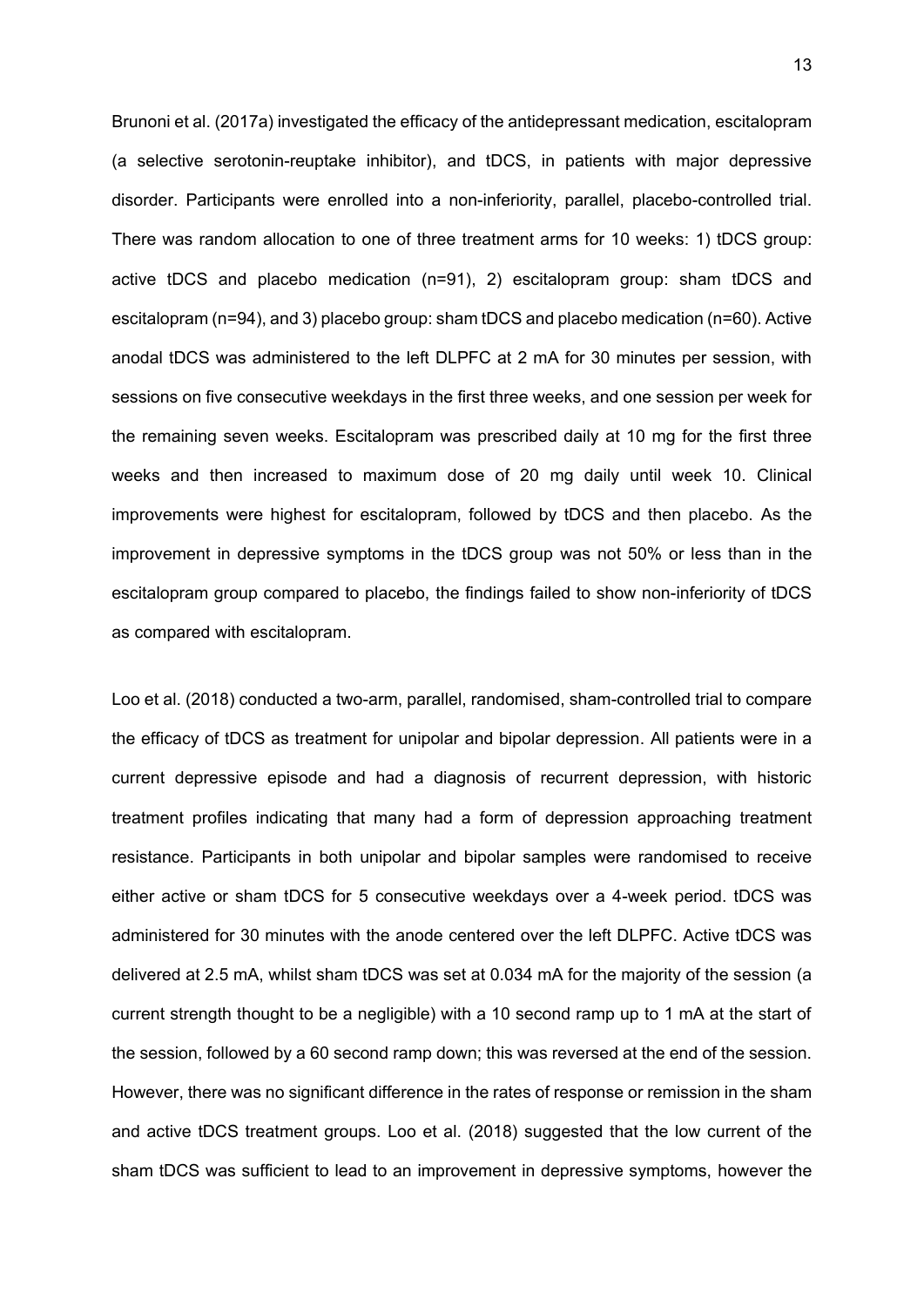Brunoni et al. (2017a) investigated the efficacy of the antidepressant medication, escitalopram (a selective serotonin-reuptake inhibitor), and tDCS, in patients with major depressive disorder. Participants were enrolled into a non-inferiority, parallel, placebo-controlled trial. There was random allocation to one of three treatment arms for 10 weeks: 1) tDCS group: active tDCS and placebo medication (n=91), 2) escitalopram group: sham tDCS and escitalopram (n=94), and 3) placebo group: sham tDCS and placebo medication (n=60). Active anodal tDCS was administered to the left DLPFC at 2 mA for 30 minutes per session, with sessions on five consecutive weekdays in the first three weeks, and one session per week for the remaining seven weeks. Escitalopram was prescribed daily at 10 mg for the first three weeks and then increased to maximum dose of 20 mg daily until week 10. Clinical improvements were highest for escitalopram, followed by tDCS and then placebo. As the improvement in depressive symptoms in the tDCS group was not 50% or less than in the escitalopram group compared to placebo, the findings failed to show non-inferiority of tDCS as compared with escitalopram.

Loo et al. (2018) conducted a two-arm, parallel, randomised, sham-controlled trial to compare the efficacy of tDCS as treatment for unipolar and bipolar depression. All patients were in a current depressive episode and had a diagnosis of recurrent depression, with historic treatment profiles indicating that many had a form of depression approaching treatment resistance. Participants in both unipolar and bipolar samples were randomised to receive either active or sham tDCS for 5 consecutive weekdays over a 4-week period. tDCS was administered for 30 minutes with the anode centered over the left DLPFC. Active tDCS was delivered at 2.5 mA, whilst sham tDCS was set at 0.034 mA for the majority of the session (a current strength thought to be a negligible) with a 10 second ramp up to 1 mA at the start of the session, followed by a 60 second ramp down; this was reversed at the end of the session. However, there was no significant difference in the rates of response or remission in the sham and active tDCS treatment groups. Loo et al. (2018) suggested that the low current of the sham tDCS was sufficient to lead to an improvement in depressive symptoms, however the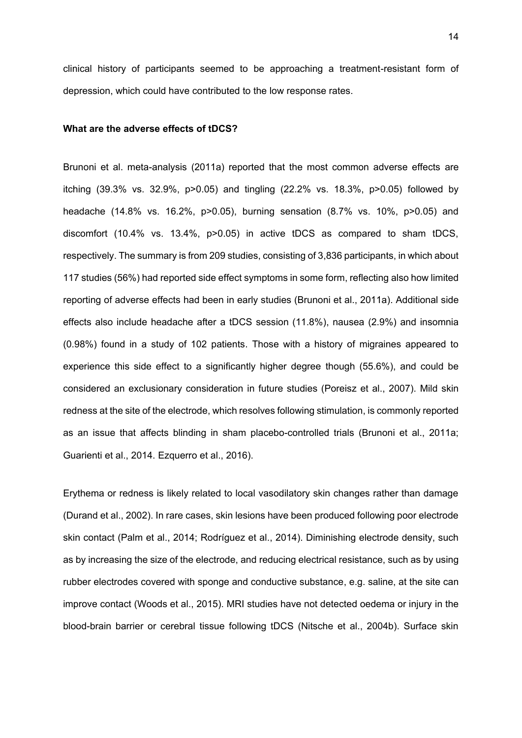clinical history of participants seemed to be approaching a treatment-resistant form of depression, which could have contributed to the low response rates.

**What are the adverse effects of tDCS?**

Brunoni et al. meta-analysis (2011a) reported that the most common adverse effects are itching (39.3% vs. 32.9%, $p>0.05$) and tingling (22.2% vs. 18.3%, $p>0.05$) followed by headache (14.8% vs. 16.2%, $p>0.05$), burning sensation (8.7% vs. 10%, $p>0.05$) and discomfort (10.4% vs. 13.4%, $p>0.05$) in active tDCS as compared to sham tDCS, respectively. The summary is from 209 studies, consisting of 3,836 participants, in which about 117 studies (56%) had reported side effect symptoms in some form, reflecting also how limited reporting of adverse effects had been in early studies (Brunoni et al., 2011a). Additional side effects also include headache after a tDCS session (11.8%), nausea (2.9%) and insomnia (0.98%) found in a study of 102 patients. Those with a history of migraines appeared to experience this side effect to a significantly higher degree though (55.6%), and could be considered an exclusionary consideration in future studies (Poreisz et al., 2007). Mild skin redness at the site of the electrode, which resolves following stimulation, is commonly reported as an issue that affects blinding in sham placebo-controlled trials (Brunoni et al., 2011a; Guarienti et al., 2014. Ezquerro et al., 2016).

Erythema or redness is likely related to local vasodilatory skin changes rather than damage (Durand et al., 2002). In rare cases, skin lesions have been produced following poor electrode skin contact (Palm et al., 2014; Rodríguez et al., 2014). Diminishing electrode density, such as by increasing the size of the electrode, and reducing electrical resistance, such as by using rubber electrodes covered with sponge and conductive substance, e.g. saline, at the site can improve contact (Woods et al., 2015). MRI studies have not detected oedema or injury in the blood-brain barrier or cerebral tissue following tDCS (Nitsche et al., 2004b). Surface skin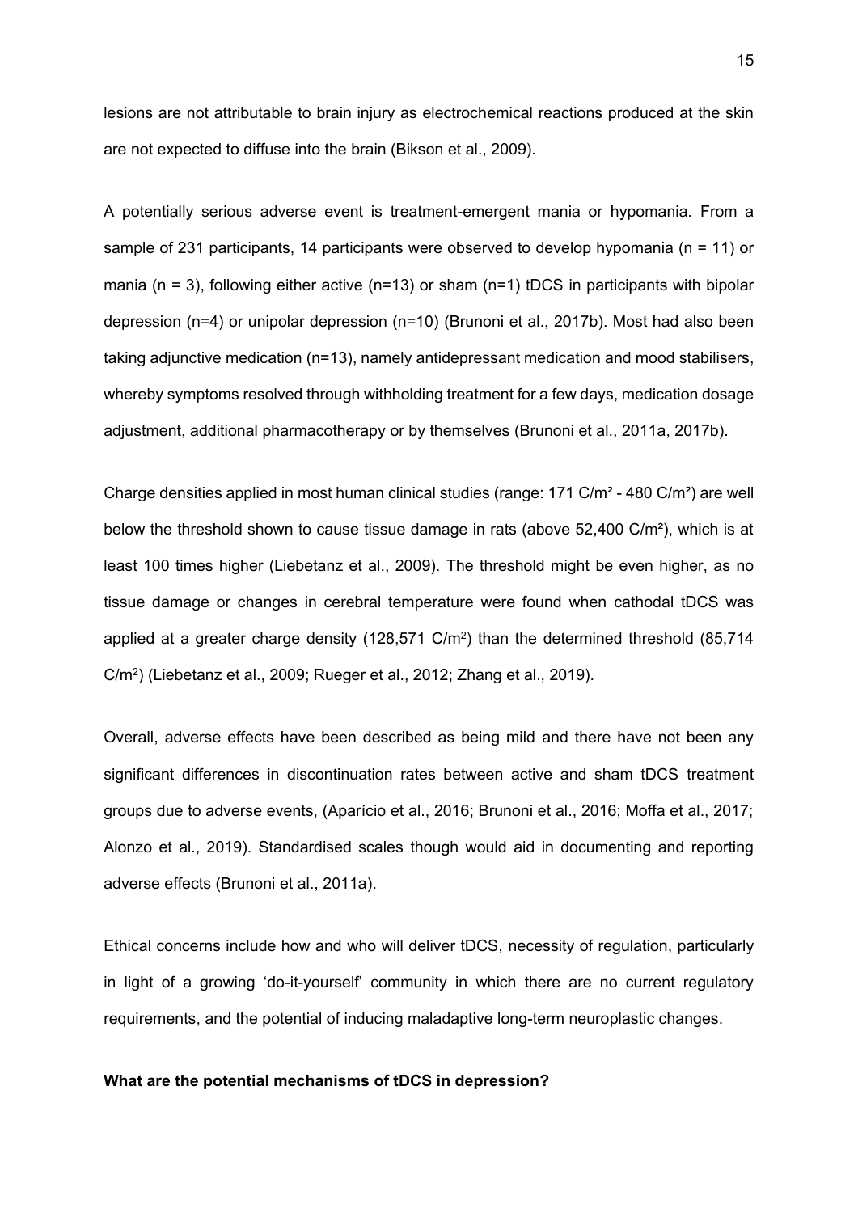lesions are not attributable to brain injury as electrochemical reactions produced at the skin are not expected to diffuse into the brain (Bikson et al., 2009).

A potentially serious adverse event is treatment-emergent mania or hypomania. From a sample of 231 participants, 14 participants were observed to develop hypomania (n = 11) or mania (n = 3), following either active (n=13) or sham (n=1) tDCS in participants with bipolar depression (n=4) or unipolar depression (n=10) (Brunoni et al., 2017b). Most had also been taking adjunctive medication (n=13), namely antidepressant medication and mood stabilisers, whereby symptoms resolved through withholding treatment for a few days, medication dosage adjustment, additional pharmacotherapy or by themselves (Brunoni et al., 2011a, 2017b).

Charge densities applied in most human clinical studies (range: 171 $C/m^2$ - 480 $C/m^2$) are well below the threshold shown to cause tissue damage in rats (above 52,400 $C/m^2$), which is at least 100 times higher (Liebetanz et al., 2009). The threshold might be even higher, as no tissue damage or changes in cerebral temperature were found when cathodal tDCS was applied at a greater charge density (128,571 $C/m^2$) than the determined threshold (85,714 $C/m^2$) (Liebetanz et al., 2009; Rueger et al., 2012; Zhang et al., 2019).

Overall, adverse effects have been described as being mild and there have not been any significant differences in discontinuation rates between active and sham tDCS treatment groups due to adverse events, (Aparício et al., 2016; Brunoni et al., 2016; Moffa et al., 2017; Alonzo et al., 2019). Standardised scales though would aid in documenting and reporting adverse effects (Brunoni et al., 2011a).

Ethical concerns include how and who will deliver tDCS, necessity of regulation, particularly in light of a growing 'do-it-yourself' community in which there are no current regulatory requirements, and the potential of inducing maladaptive long-term neuroplastic changes.

**What are the potential mechanisms of tDCS in depression?**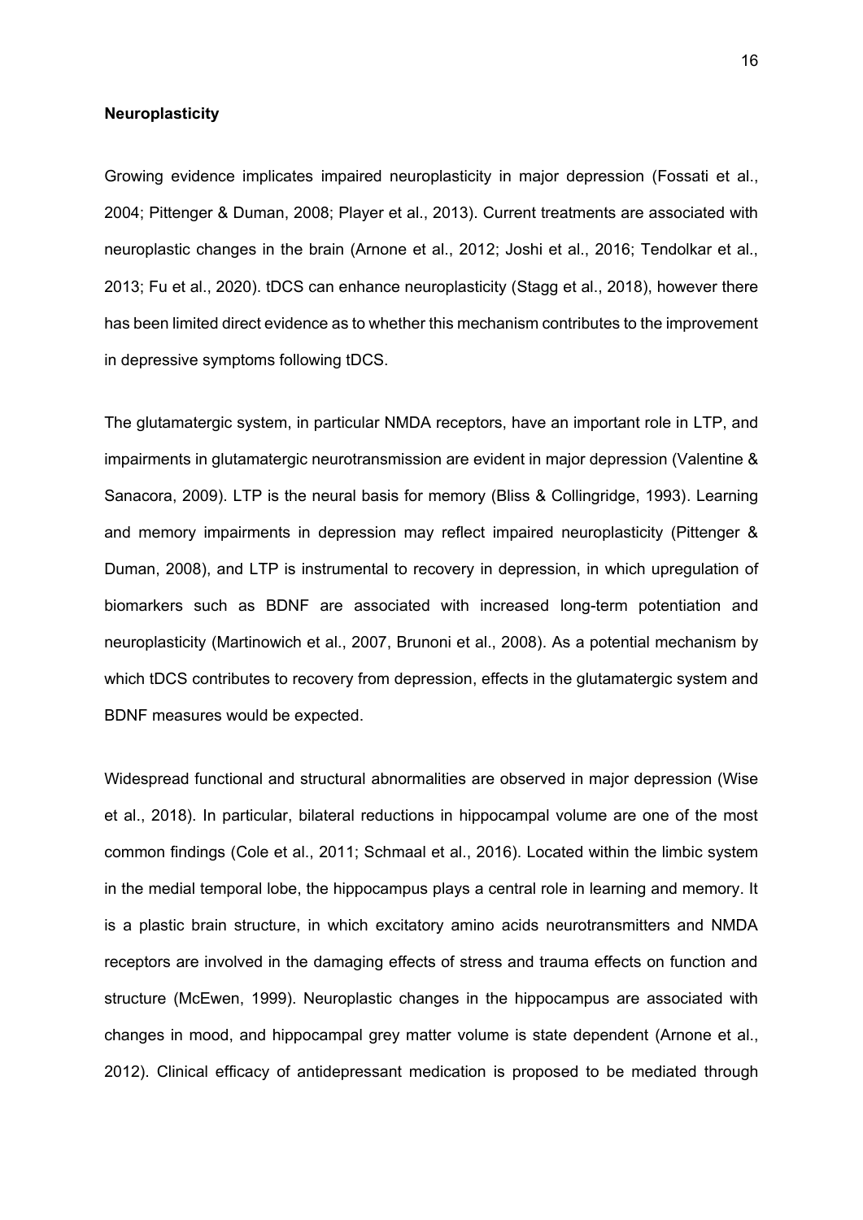**Neuroplasticity**

Growing evidence implicates impaired neuroplasticity in major depression (Fossati et al., 2004; Pittenger & Duman, 2008; Player et al., 2013). Current treatments are associated with neuroplastic changes in the brain (Arnone et al., 2012; Joshi et al., 2016; Tendolkar et al., 2013; Fu et al., 2020). tDCS can enhance neuroplasticity (Stagg et al., 2018), however there has been limited direct evidence as to whether this mechanism contributes to the improvement in depressive symptoms following tDCS.

The glutamatergic system, in particular NMDA receptors, have an important role in LTP, and impairments in glutamatergic neurotransmission are evident in major depression (Valentine & Sanacora, 2009). LTP is the neural basis for memory (Bliss & Collingridge, 1993). Learning and memory impairments in depression may reflect impaired neuroplasticity (Pittenger & Duman, 2008), and LTP is instrumental to recovery in depression, in which upregulation of biomarkers such as BDNF are associated with increased long-term potentiation and neuroplasticity (Martinowich et al., 2007, Brunoni et al., 2008). As a potential mechanism by which tDCS contributes to recovery from depression, effects in the glutamatergic system and BDNF measures would be expected.

Widespread functional and structural abnormalities are observed in major depression (Wise et al., 2018). In particular, bilateral reductions in hippocampal volume are one of the most common findings (Cole et al., 2011; Schmaal et al., 2016). Located within the limbic system in the medial temporal lobe, the hippocampus plays a central role in learning and memory. It is a plastic brain structure, in which excitatory amino acids neurotransmitters and NMDA receptors are involved in the damaging effects of stress and trauma effects on function and structure (McEwen, 1999). Neuroplastic changes in the hippocampus are associated with changes in mood, and hippocampal grey matter volume is state dependent (Arnone et al., 2012). Clinical efficacy of antidepressant medication is proposed to be mediated through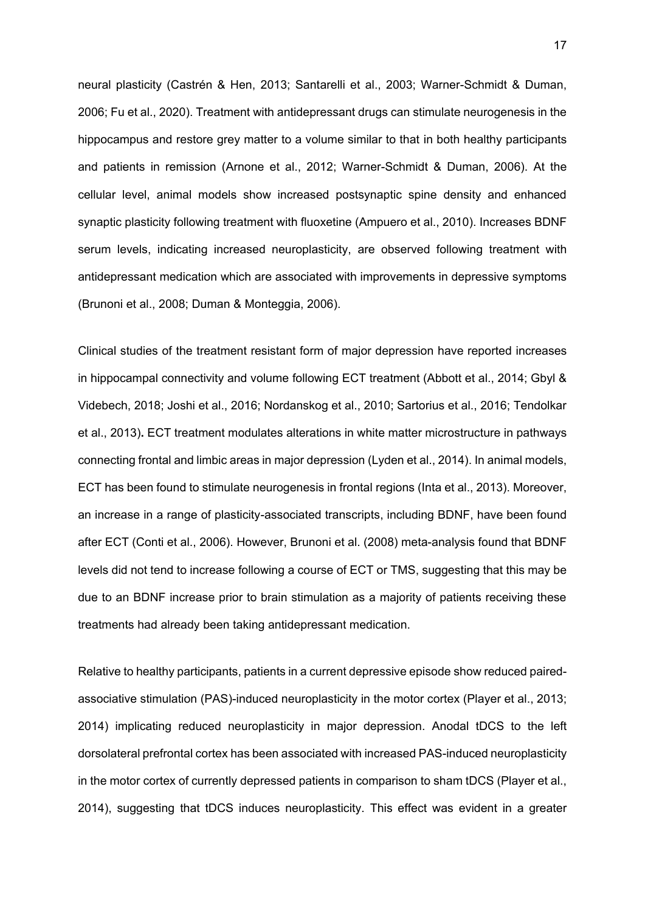neural plasticity (Castrén & Hen, 2013; Santarelli et al., 2003; Warner-Schmidt & Duman, 2006; Fu et al., 2020). Treatment with antidepressant drugs can stimulate neurogenesis in the hippocampus and restore grey matter to a volume similar to that in both healthy participants and patients in remission (Arnone et al., 2012; Warner-Schmidt & Duman, 2006). At the cellular level, animal models show increased postsynaptic spine density and enhanced synaptic plasticity following treatment with fluoxetine (Ampuero et al., 2010). Increases BDNF serum levels, indicating increased neuroplasticity, are observed following treatment with antidepressant medication which are associated with improvements in depressive symptoms (Brunoni et al., 2008; Duman & Monteggia, 2006).

Clinical studies of the treatment resistant form of major depression have reported increases in hippocampal connectivity and volume following ECT treatment (Abbott et al., 2014; Gbyl & Videbech, 2018; Joshi et al., 2016; Nordanskog et al., 2010; Sartorius et al., 2016; Tendolkar et al., 2013). ECT treatment modulates alterations in white matter microstructure in pathways connecting frontal and limbic areas in major depression (Lyden et al., 2014). In animal models, ECT has been found to stimulate neurogenesis in frontal regions (Inta et al., 2013). Moreover, an increase in a range of plasticity-associated transcripts, including BDNF, have been found after ECT (Conti et al., 2006). However, Brunoni et al. (2008) meta-analysis found that BDNF levels did not tend to increase following a course of ECT or TMS, suggesting that this may be due to an BDNF increase prior to brain stimulation as a majority of patients receiving these treatments had already been taking antidepressant medication.

Relative to healthy participants, patients in a current depressive episode show reduced paired-associative stimulation (PAS)-induced neuroplasticity in the motor cortex (Player et al., 2013; 2014) implicating reduced neuroplasticity in major depression. Anodal tDCS to the left dorsolateral prefrontal cortex has been associated with increased PAS-induced neuroplasticity in the motor cortex of currently depressed patients in comparison to sham tDCS (Player et al., 2014), suggesting that tDCS induces neuroplasticity. This effect was evident in a greater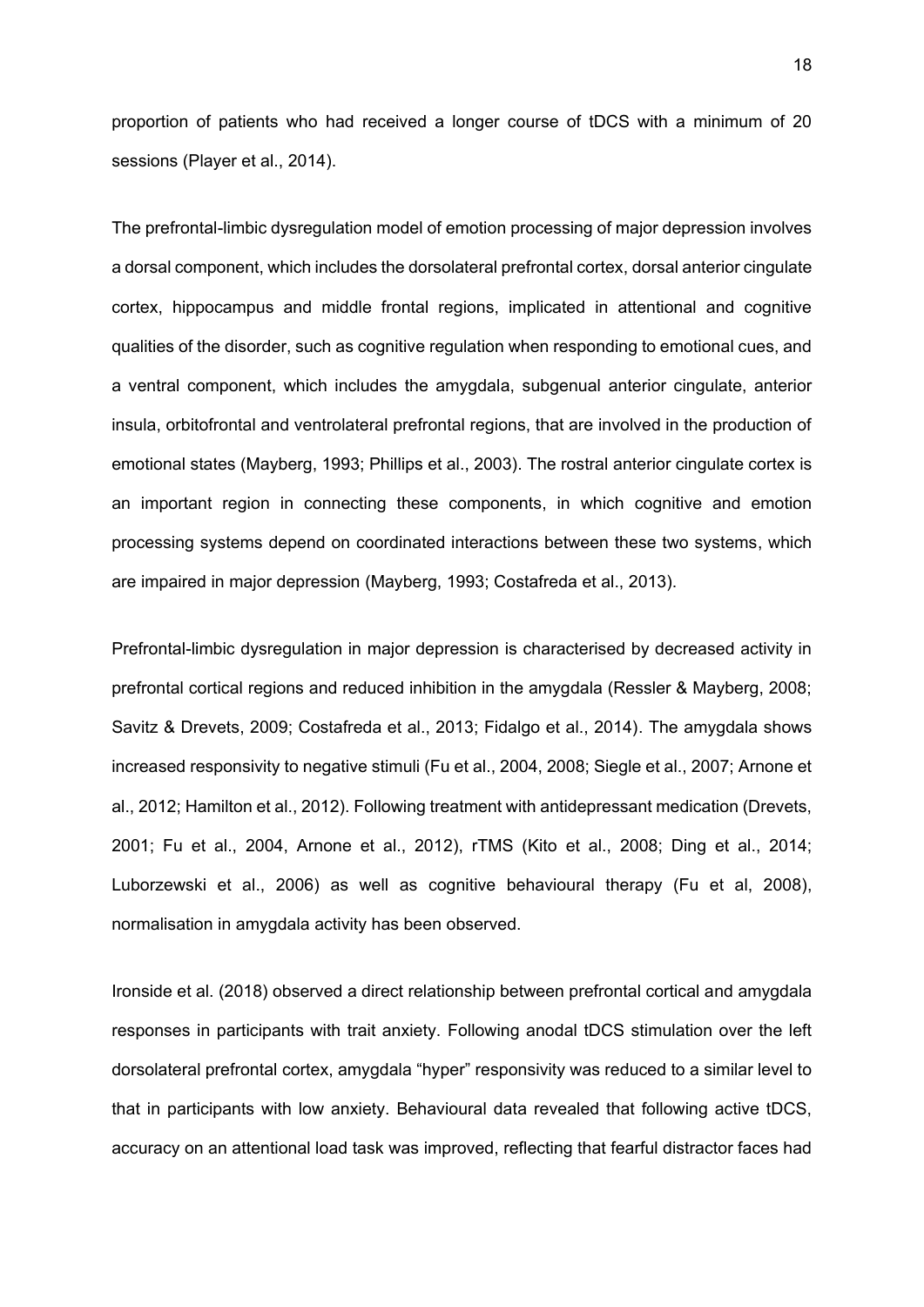proportion of patients who had received a longer course of tDCS with a minimum of 20 sessions (Player et al., 2014).

The prefrontal-limbic dysregulation model of emotion processing of major depression involves a dorsal component, which includes the dorsolateral prefrontal cortex, dorsal anterior cingulate cortex, hippocampus and middle frontal regions, implicated in attentional and cognitive qualities of the disorder, such as cognitive regulation when responding to emotional cues, and a ventral component, which includes the amygdala, subgenual anterior cingulate, anterior insula, orbitofrontal and ventrolateral prefrontal regions, that are involved in the production of emotional states (Mayberg, 1993; Phillips et al., 2003). The rostral anterior cingulate cortex is an important region in connecting these components, in which cognitive and emotion processing systems depend on coordinated interactions between these two systems, which are impaired in major depression (Mayberg, 1993; Costafreda et al., 2013).

Prefrontal-limbic dysregulation in major depression is characterised by decreased activity in prefrontal cortical regions and reduced inhibition in the amygdala (Ressler & Mayberg, 2008; Savitz & Drevets, 2009; Costafreda et al., 2013; Fidalgo et al., 2014). The amygdala shows increased responsivity to negative stimuli (Fu et al., 2004, 2008; Siegle et al., 2007; Arnone et al., 2012; Hamilton et al., 2012). Following treatment with antidepressant medication (Drevets, 2001; Fu et al., 2004, Arnone et al., 2012), rTMS (Kito et al., 2008; Ding et al., 2014; Luborzewski et al., 2006) as well as cognitive behavioural therapy (Fu et al, 2008), normalisation in amygdala activity has been observed.

Ironside et al. (2018) observed a direct relationship between prefrontal cortical and amygdala responses in participants with trait anxiety. Following anodal tDCS stimulation over the left dorsolateral prefrontal cortex, amygdala "hyper" responsivity was reduced to a similar level to that in participants with low anxiety. Behavioural data revealed that following active tDCS, accuracy on an attentional load task was improved, reflecting that fearful distractor faces had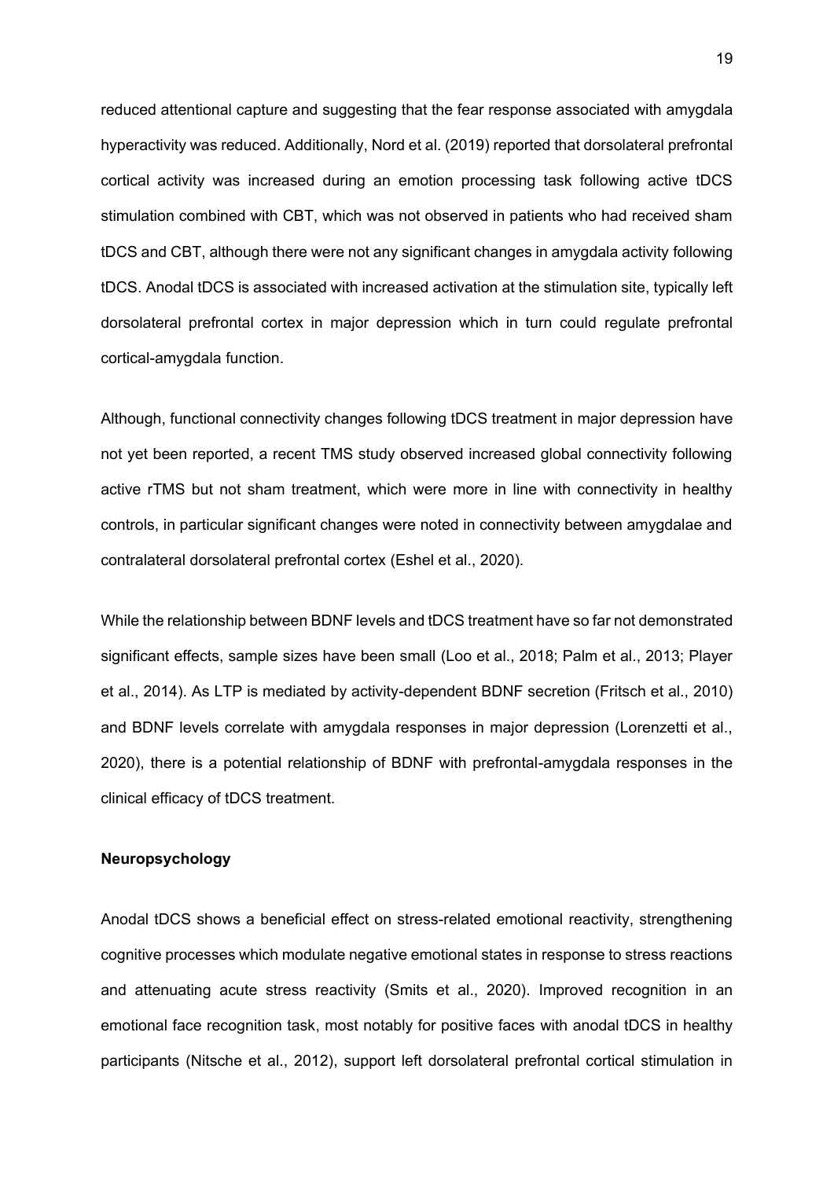reduced attentional capture and suggesting that the fear response associated with amygdala hyperactivity was reduced. Additionally, Nord et al. (2019) reported that dorsolateral prefrontal cortical activity was increased during an emotion processing task following active tDCS stimulation combined with CBT, which was not observed in patients who had received sham tDCS and CBT, although there were not any significant changes in amygdala activity following tDCS. Anodal tDCS is associated with increased activation at the stimulation site, typically left dorsolateral prefrontal cortex in major depression which in turn could regulate prefrontal cortical-amygdala function.

Although, functional connectivity changes following tDCS treatment in major depression have not yet been reported, a recent TMS study observed increased global connectivity following active rTMS but not sham treatment, which were more in line with connectivity in healthy controls, in particular significant changes were noted in connectivity between amygdalae and contralateral dorsolateral prefrontal cortex (Eshel et al., 2020).

While the relationship between BDNF levels and tDCS treatment have so far not demonstrated significant effects, sample sizes have been small (Loo et al., 2018; Palm et al., 2013; Player et al., 2014). As LTP is mediated by activity-dependent BDNF secretion (Fritsch et al., 2010) and BDNF levels correlate with amygdala responses in major depression (Lorenzetti et al., 2020), there is a potential relationship of BDNF with prefrontal-amygdala responses in the clinical efficacy of tDCS treatment.

**Neuropsychology**

Anodal tDCS shows a beneficial effect on stress-related emotional reactivity, strengthening cognitive processes which modulate negative emotional states in response to stress reactions and attenuating acute stress reactivity (Smits et al., 2020). Improved recognition in an emotional face recognition task, most notably for positive faces with anodal tDCS in healthy participants (Nitsche et al., 2012), support left dorsolateral prefrontal cortical stimulation in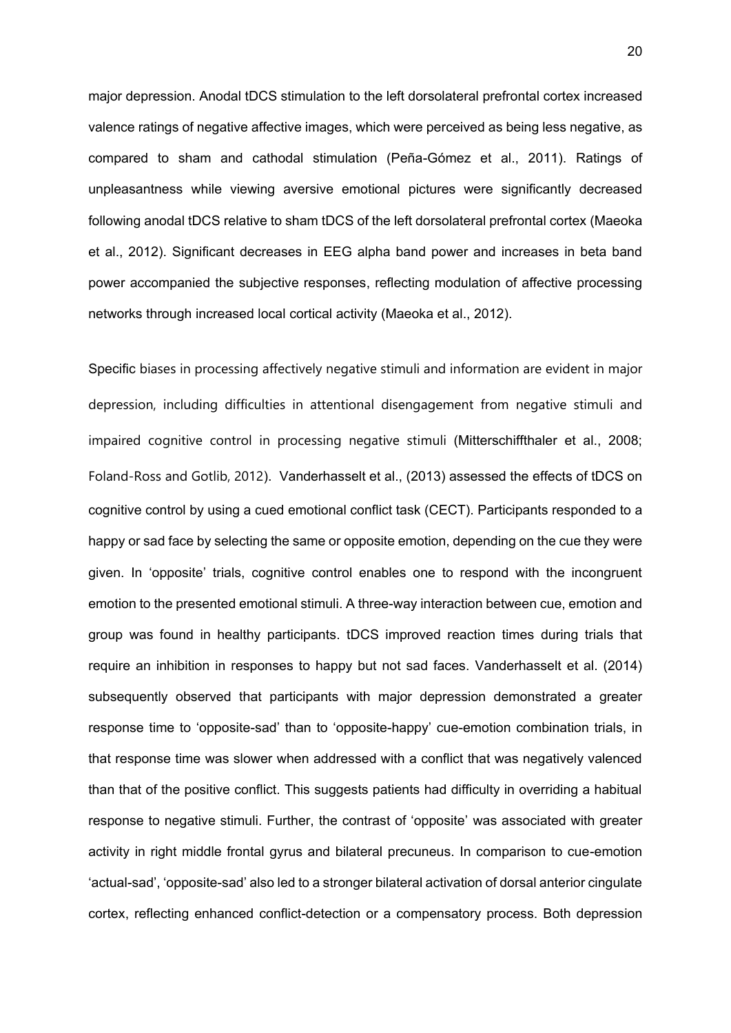major depression. Anodal tDCS stimulation to the left dorsolateral prefrontal cortex increased valence ratings of negative affective images, which were perceived as being less negative, as compared to sham and cathodal stimulation (Peña-Gómez et al., 2011). Ratings of unpleasantness while viewing aversive emotional pictures were significantly decreased following anodal tDCS relative to sham tDCS of the left dorsolateral prefrontal cortex (Maeoka et al., 2012). Significant decreases in EEG alpha band power and increases in beta band power accompanied the subjective responses, reflecting modulation of affective processing networks through increased local cortical activity (Maeoka et al., 2012).

Specific biases in processing affectively negative stimuli and information are evident in major depression, including difficulties in attentional disengagement from negative stimuli and impaired cognitive control in processing negative stimuli (Mitterschiffthaler et al., 2008; Foland-Ross and Gotlib, 2012). Vanderhasselt et al., (2013) assessed the effects of tDCS on cognitive control by using a cued emotional conflict task (CECT). Participants responded to a happy or sad face by selecting the same or opposite emotion, depending on the cue they were given. In 'opposite' trials, cognitive control enables one to respond with the incongruent emotion to the presented emotional stimuli. A three-way interaction between cue, emotion and group was found in healthy participants. tDCS improved reaction times during trials that require an inhibition in responses to happy but not sad faces. Vanderhasselt et al. (2014) subsequently observed that participants with major depression demonstrated a greater response time to 'opposite-sad' than to 'opposite-happy' cue-emotion combination trials, in that response time was slower when addressed with a conflict that was negatively valenced than that of the positive conflict. This suggests patients had difficulty in overriding a habitual response to negative stimuli. Further, the contrast of 'opposite' was associated with greater activity in right middle frontal gyrus and bilateral precuneus. In comparison to cue-emotion 'actual-sad', 'opposite-sad' also led to a stronger bilateral activation of dorsal anterior cingulate cortex, reflecting enhanced conflict-detection or a compensatory process. Both depression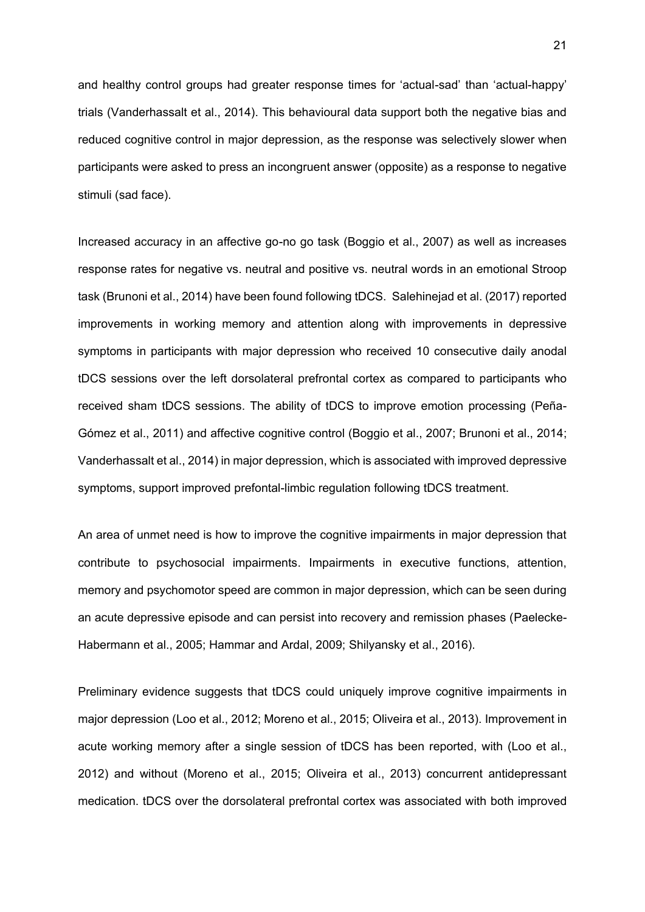and healthy control groups had greater response times for 'actual-sad' than 'actual-happy' trials (Vanderhassalt et al., 2014). This behavioural data support both the negative bias and reduced cognitive control in major depression, as the response was selectively slower when participants were asked to press an incongruent answer (opposite) as a response to negative stimuli (sad face).

Increased accuracy in an affective go-no go task (Boggio et al., 2007) as well as increases response rates for negative vs. neutral and positive vs. neutral words in an emotional Stroop task (Brunoni et al., 2014) have been found following tDCS. Salehinejad et al. (2017) reported improvements in working memory and attention along with improvements in depressive symptoms in participants with major depression who received 10 consecutive daily anodal tDCS sessions over the left dorsolateral prefrontal cortex as compared to participants who received sham tDCS sessions. The ability of tDCS to improve emotion processing (Peña-Gómez et al., 2011) and affective cognitive control (Boggio et al., 2007; Brunoni et al., 2014; Vanderhassalt et al., 2014) in major depression, which is associated with improved depressive symptoms, support improved prefontal-limbic regulation following tDCS treatment.

An area of unmet need is how to improve the cognitive impairments in major depression that contribute to psychosocial impairments. Impairments in executive functions, attention, memory and psychomotor speed are common in major depression, which can be seen during an acute depressive episode and can persist into recovery and remission phases (Paelecke-Habermann et al., 2005; Hammar and Ardal, 2009; Shilyansky et al., 2016).

Preliminary evidence suggests that tDCS could uniquely improve cognitive impairments in major depression (Loo et al., 2012; Moreno et al., 2015; Oliveira et al., 2013). Improvement in acute working memory after a single session of tDCS has been reported, with (Loo et al., 2012) and without (Moreno et al., 2015; Oliveira et al., 2013) concurrent antidepressant medication. tDCS over the dorsolateral prefrontal cortex was associated with both improved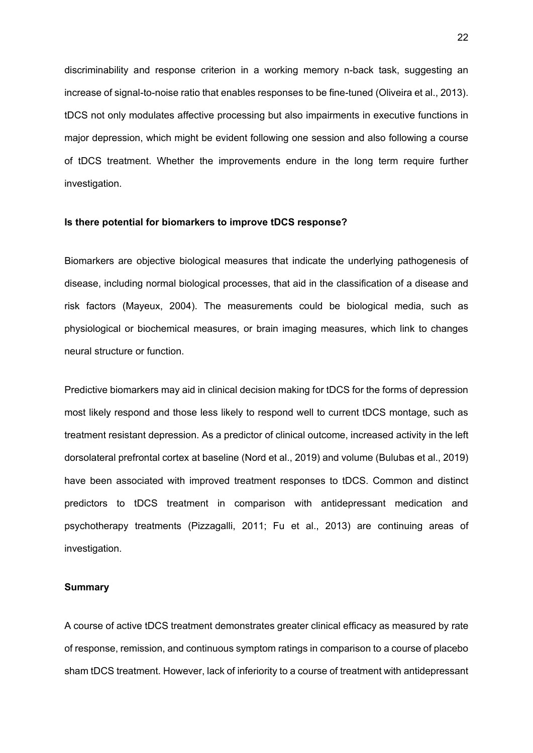discriminability and response criterion in a working memory n-back task, suggesting an increase of signal-to-noise ratio that enables responses to be fine-tuned (Oliveira et al., 2013). tDCS not only modulates affective processing but also impairments in executive functions in major depression, which might be evident following one session and also following a course of tDCS treatment. Whether the improvements endure in the long term require further investigation.

**Is there potential for biomarkers to improve tDCS response?**

Biomarkers are objective biological measures that indicate the underlying pathogenesis of disease, including normal biological processes, that aid in the classification of a disease and risk factors (Mayeux, 2004). The measurements could be biological media, such as physiological or biochemical measures, or brain imaging measures, which link to changes neural structure or function.

Predictive biomarkers may aid in clinical decision making for tDCS for the forms of depression most likely respond and those less likely to respond well to current tDCS montage, such as treatment resistant depression. As a predictor of clinical outcome, increased activity in the left dorsolateral prefrontal cortex at baseline (Nord et al., 2019) and volume (Bulubas et al., 2019) have been associated with improved treatment responses to tDCS. Common and distinct predictors to tDCS treatment in comparison with antidepressant medication and psychotherapy treatments (Pizzagalli, 2011; Fu et al., 2013) are continuing areas of investigation.

**Summary**

A course of active tDCS treatment demonstrates greater clinical efficacy as measured by rate of response, remission, and continuous symptom ratings in comparison to a course of placebo sham tDCS treatment. However, lack of inferiority to a course of treatment with antidepressant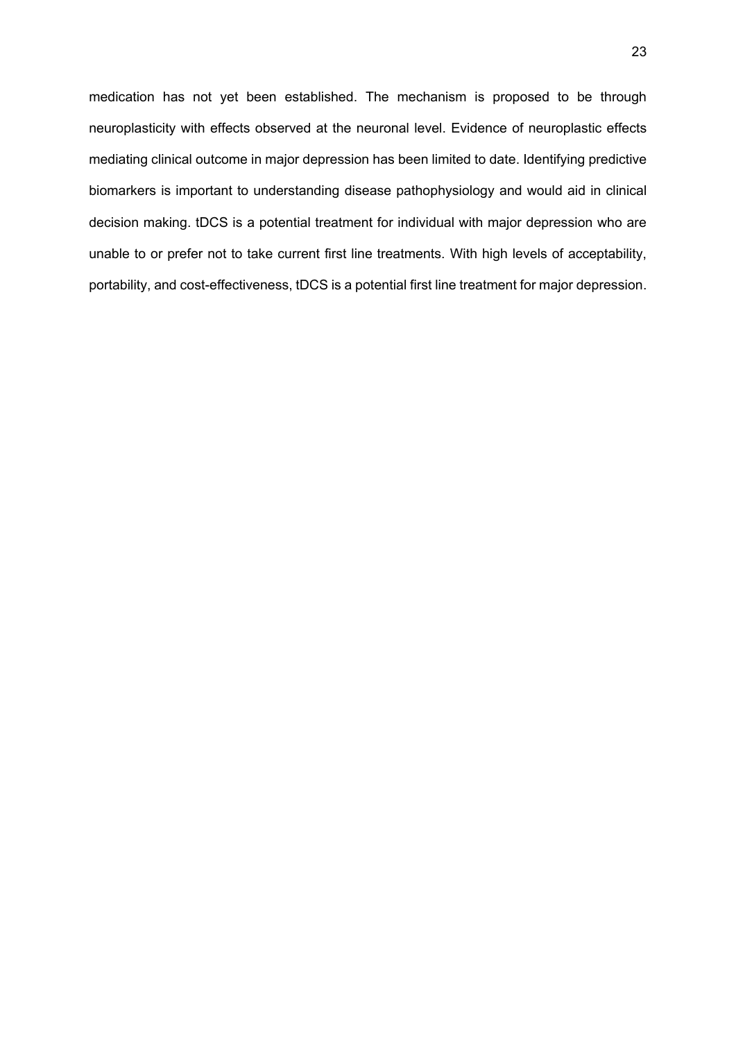medication has not yet been established. The mechanism is proposed to be through neuroplasticity with effects observed at the neuronal level. Evidence of neuroplastic effects mediating clinical outcome in major depression has been limited to date. Identifying predictive biomarkers is important to understanding disease pathophysiology and would aid in clinical decision making. tDCS is a potential treatment for individual with major depression who are unable to or prefer not to take current first line treatments. With high levels of acceptability, portability, and cost-effectiveness, tDCS is a potential first line treatment for major depression.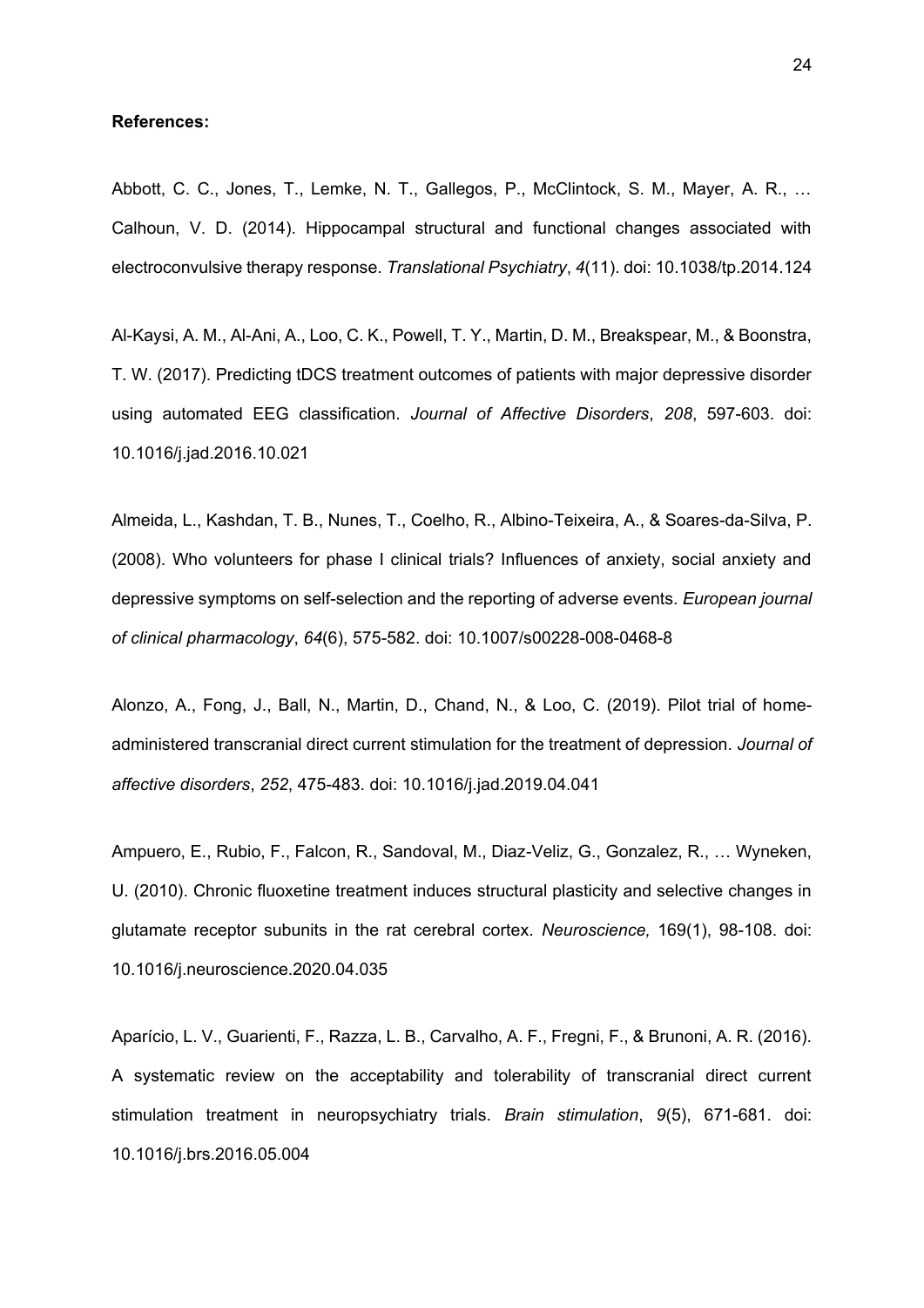**References:**

Abbott, C. C., Jones, T., Lemke, N. T., Gallegos, P., McClintock, S. M., Mayer, A. R., … Calhoun, V. D. (2014). Hippocampal structural and functional changes associated with electroconvulsive therapy response. *Translational Psychiatry*, *4*(11). doi: 10.1038/tp.2014.124

Al-Kaysi, A. M., Al-Ani, A., Loo, C. K., Powell, T. Y., Martin, D. M., Breakspear, M., & Boonstra, T. W. (2017). Predicting tDCS treatment outcomes of patients with major depressive disorder using automated EEG classification. *Journal of Affective Disorders*, *208*, 597-603. doi: 10.1016/j.jad.2016.10.021

Almeida, L., Kashdan, T. B., Nunes, T., Coelho, R., Albino-Teixeira, A., & Soares-da-Silva, P. (2008). Who volunteers for phase I clinical trials? Influences of anxiety, social anxiety and depressive symptoms on self-selection and the reporting of adverse events. *European journal of clinical pharmacology*, *64*(6), 575-582. doi: 10.1007/s00228-008-0468-8

Alonzo, A., Fong, J., Ball, N., Martin, D., Chand, N., & Loo, C. (2019). Pilot trial of home-administered transcranial direct current stimulation for the treatment of depression. *Journal of affective disorders*, *252*, 475-483. doi: 10.1016/j.jad.2019.04.041

Ampuero, E., Rubio, F., Falcon, R., Sandoval, M., Diaz-Veliz, G., Gonzalez, R., … Wyneken, U. (2010). Chronic fluoxetine treatment induces structural plasticity and selective changes in glutamate receptor subunits in the rat cerebral cortex. *Neuroscience,* 169(1), 98-108. doi: 10.1016/j.neuroscience.2020.04.035

Aparício, L. V., Guarienti, F., Razza, L. B., Carvalho, A. F., Fregni, F., & Brunoni, A. R. (2016). A systematic review on the acceptability and tolerability of transcranial direct current stimulation treatment in neuropsychiatry trials. *Brain stimulation*, *9*(5), 671-681. doi: 10.1016/j.brs.2016.05.004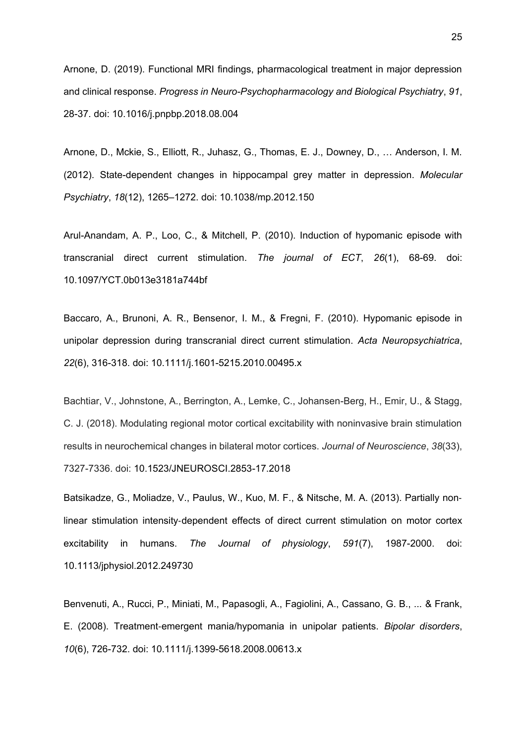Arnone, D. (2019). Functional MRI findings, pharmacological treatment in major depression and clinical response. *Progress in Neuro-Psychopharmacology and Biological Psychiatry*, *91*, 28-37. doi: 10.1016/j.pnpbp.2018.08.004

Arnone, D., Mckie, S., Elliott, R., Juhasz, G., Thomas, E. J., Downey, D., … Anderson, I. M. (2012). State-dependent changes in hippocampal grey matter in depression. *Molecular Psychiatry*, *18*(12), 1265–1272. doi: 10.1038/mp.2012.150

Arul-Anandam, A. P., Loo, C., & Mitchell, P. (2010). Induction of hypomanic episode with transcranial direct current stimulation. *The journal of ECT*, *26*(1), 68-69. doi: 10.1097/YCT.0b013e3181a744bf

Baccaro, A., Brunoni, A. R., Bensenor, I. M., & Fregni, F. (2010). Hypomanic episode in unipolar depression during transcranial direct current stimulation. *Acta Neuropsychiatrica*, *22*(6), 316-318. doi: 10.1111/j.1601-5215.2010.00495.x

Bachtiar, V., Johnstone, A., Berrington, A., Lemke, C., Johansen-Berg, H., Emir, U., & Stagg, C. J. (2018). Modulating regional motor cortical excitability with noninvasive brain stimulation results in neurochemical changes in bilateral motor cortices. *Journal of Neuroscience*, *38*(33), 7327-7336. doi: 10.1523/JNEUROSCI.2853-17.2018

Batsikadze, G., Moliadze, V., Paulus, W., Kuo, M. F., & Nitsche, M. A. (2013). Partially non-linear stimulation intensity-dependent effects of direct current stimulation on motor cortex excitability in humans. *The Journal of physiology*, *591*(7), 1987-2000. doi: 10.1113/jphysiol.2012.249730

Benvenuti, A., Rucci, P., Miniati, M., Papasogli, A., Fagiolini, A., Cassano, G. B., ... & Frank, E. (2008). Treatment-emergent mania/hypomania in unipolar patients. *Bipolar disorders*, *10*(6), 726-732. doi: 10.1111/j.1399-5618.2008.00613.x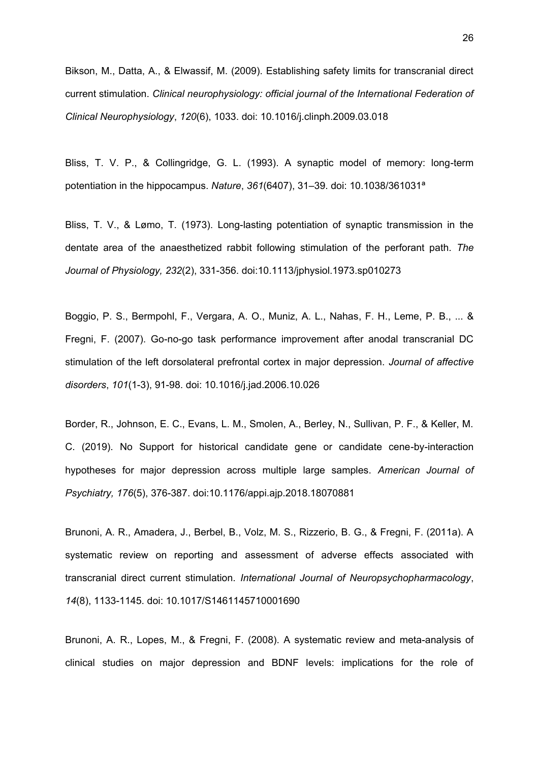Bikson, M., Datta, A., & Elwassif, M. (2009). Establishing safety limits for transcranial direct current stimulation. *Clinical neurophysiology: official journal of the International Federation of Clinical Neurophysiology*, *120*(6), 1033. doi: 10.1016/j.clinph.2009.03.018

Bliss, T. V. P., & Collingridge, G. L. (1993). A synaptic model of memory: long-term potentiation in the hippocampus. *Nature*, *361*(6407), 31–39. doi: 10.1038/361031ª

Bliss, T. V., & Lømo, T. (1973). Long-lasting potentiation of synaptic transmission in the dentate area of the anaesthetized rabbit following stimulation of the perforant path. *The Journal of Physiology, 232*(2), 331-356. doi:10.1113/jphysiol.1973.sp010273

Boggio, P. S., Bermpohl, F., Vergara, A. O., Muniz, A. L., Nahas, F. H., Leme, P. B., ... & Fregni, F. (2007). Go-no-go task performance improvement after anodal transcranial DC stimulation of the left dorsolateral prefrontal cortex in major depression. *Journal of affective disorders*, *101*(1-3), 91-98. doi: 10.1016/j.jad.2006.10.026

Border, R., Johnson, E. C., Evans, L. M., Smolen, A., Berley, N., Sullivan, P. F., & Keller, M. C. (2019). No Support for historical candidate gene or candidate cene-by-interaction hypotheses for major depression across multiple large samples. *American Journal of Psychiatry, 176*(5), 376-387. doi:10.1176/appi.ajp.2018.18070881

Brunoni, A. R., Amadera, J., Berbel, B., Volz, M. S., Rizzerio, B. G., & Fregni, F. (2011a). A systematic review on reporting and assessment of adverse effects associated with transcranial direct current stimulation. *International Journal of Neuropsychopharmacology*, *14*(8), 1133-1145. doi: 10.1017/S1461145710001690

Brunoni, A. R., Lopes, M., & Fregni, F. (2008). A systematic review and meta-analysis of clinical studies on major depression and BDNF levels: implications for the role of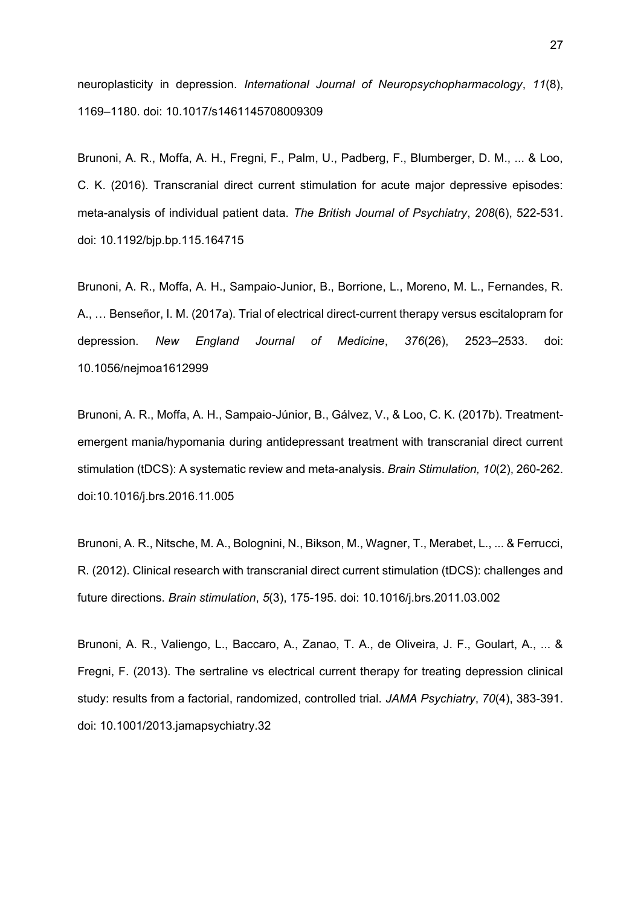neuroplasticity in depression. *International Journal of Neuropsychopharmacology*, *11*(8), 1169–1180. doi: 10.1017/s1461145708009309

Brunoni, A. R., Moffa, A. H., Fregni, F., Palm, U., Padberg, F., Blumberger, D. M., ... & Loo, C. K. (2016). Transcranial direct current stimulation for acute major depressive episodes: meta-analysis of individual patient data. *The British Journal of Psychiatry*, *208*(6), 522-531. doi: 10.1192/bjp.bp.115.164715

Brunoni, A. R., Moffa, A. H., Sampaio-Junior, B., Borrione, L., Moreno, M. L., Fernandes, R. A., … Benseñor, I. M. (2017a). Trial of electrical direct-current therapy versus escitalopram for depression. *New England Journal of Medicine*, *376*(26), 2523–2533. doi: 10.1056/nejmoa1612999

Brunoni, A. R., Moffa, A. H., Sampaio-Júnior, B., Gálvez, V., & Loo, C. K. (2017b). Treatment-emergent mania/hypomania during antidepressant treatment with transcranial direct current stimulation (tDCS): A systematic review and meta-analysis. *Brain Stimulation, 10*(2), 260-262. doi:10.1016/j.brs.2016.11.005

Brunoni, A. R., Nitsche, M. A., Bolognini, N., Bikson, M., Wagner, T., Merabet, L., ... & Ferrucci, R. (2012). Clinical research with transcranial direct current stimulation (tDCS): challenges and future directions. *Brain stimulation*, *5*(3), 175-195. doi: 10.1016/j.brs.2011.03.002

Brunoni, A. R., Valiengo, L., Baccaro, A., Zanao, T. A., de Oliveira, J. F., Goulart, A., ... & Fregni, F. (2013). The sertraline vs electrical current therapy for treating depression clinical study: results from a factorial, randomized, controlled trial. *JAMA Psychiatry*, *70*(4), 383-391. doi: 10.1001/2013.jamapsychiatry.32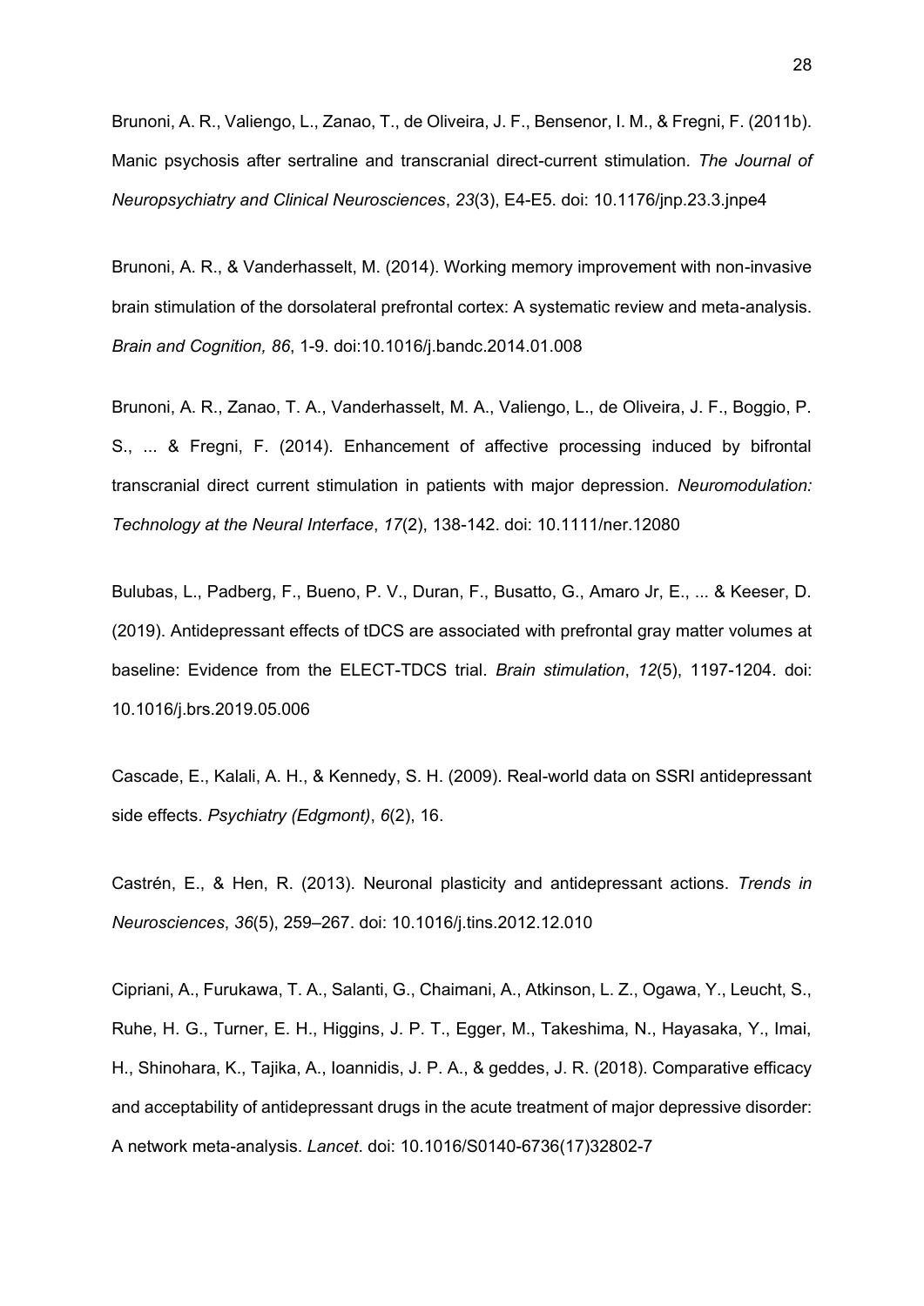Brunoni, A. R., Valiengo, L., Zanao, T., de Oliveira, J. F., Bensenor, I. M., & Fregni, F. (2011b). Manic psychosis after sertraline and transcranial direct-current stimulation. *The Journal of Neuropsychiatry and Clinical Neurosciences*, *23*(3), E4-E5. doi: 10.1176/jnp.23.3.jnpe4

Brunoni, A. R., & Vanderhasselt, M. (2014). Working memory improvement with non-invasive brain stimulation of the dorsolateral prefrontal cortex: A systematic review and meta-analysis. *Brain and Cognition, 86*, 1-9. doi:10.1016/j.bandc.2014.01.008

Brunoni, A. R., Zanao, T. A., Vanderhasselt, M. A., Valiengo, L., de Oliveira, J. F., Boggio, P. S., ... & Fregni, F. (2014). Enhancement of affective processing induced by bifrontal transcranial direct current stimulation in patients with major depression. *Neuromodulation: Technology at the Neural Interface*, *17*(2), 138-142. doi: 10.1111/ner.12080

Bulubas, L., Padberg, F., Bueno, P. V., Duran, F., Busatto, G., Amaro Jr, E., ... & Keeser, D. (2019). Antidepressant effects of tDCS are associated with prefrontal gray matter volumes at baseline: Evidence from the ELECT-TDCS trial. *Brain stimulation*, *12*(5), 1197-1204. doi: 10.1016/j.brs.2019.05.006

Cascade, E., Kalali, A. H., & Kennedy, S. H. (2009). Real-world data on SSRI antidepressant side effects. *Psychiatry (Edgmont)*, *6*(2), 16.

Castrén, E., & Hen, R. (2013). Neuronal plasticity and antidepressant actions. *Trends in Neurosciences*, *36*(5), 259–267. doi: 10.1016/j.tins.2012.12.010

Cipriani, A., Furukawa, T. A., Salanti, G., Chaimani, A., Atkinson, L. Z., Ogawa, Y., Leucht, S., Ruhe, H. G., Turner, E. H., Higgins, J. P. T., Egger, M., Takeshima, N., Hayasaka, Y., Imai, H., Shinohara, K., Tajika, A., Ioannidis, J. P. A., & geddes, J. R. (2018). Comparative efficacy and acceptability of antidepressant drugs in the acute treatment of major depressive disorder: A network meta-analysis. *Lancet*. doi: 10.1016/S0140-6736(17)32802-7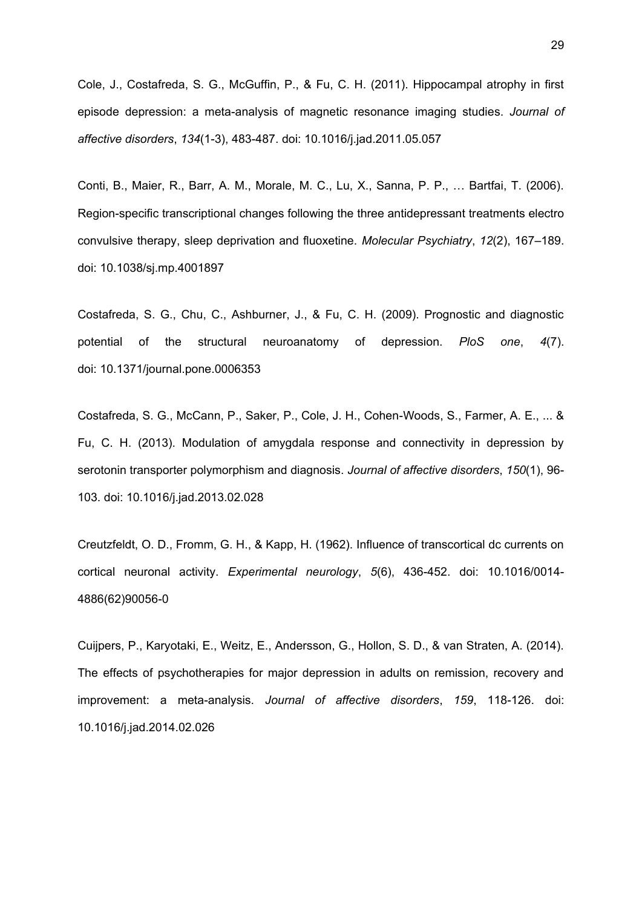Cole, J., Costafreda, S. G., McGuffin, P., & Fu, C. H. (2011). Hippocampal atrophy in first episode depression: a meta-analysis of magnetic resonance imaging studies. *Journal of affective disorders*, *134*(1-3), 483-487. doi: 10.1016/j.jad.2011.05.057

Conti, B., Maier, R., Barr, A. M., Morale, M. C., Lu, X., Sanna, P. P., … Bartfai, T. (2006). Region-specific transcriptional changes following the three antidepressant treatments electro convulsive therapy, sleep deprivation and fluoxetine. *Molecular Psychiatry*, *12*(2), 167–189. doi: 10.1038/sj.mp.4001897

Costafreda, S. G., Chu, C., Ashburner, J., & Fu, C. H. (2009). Prognostic and diagnostic potential of the structural neuroanatomy of depression. *PloS one*, *4*(7). doi: 10.1371/journal.pone.0006353

Costafreda, S. G., McCann, P., Saker, P., Cole, J. H., Cohen-Woods, S., Farmer, A. E., ... & Fu, C. H. (2013). Modulation of amygdala response and connectivity in depression by serotonin transporter polymorphism and diagnosis. *Journal of affective disorders*, *150*(1), 96-103. doi: 10.1016/j.jad.2013.02.028

Creutzfeldt, O. D., Fromm, G. H., & Kapp, H. (1962). Influence of transcortical dc currents on cortical neuronal activity. *Experimental neurology*, *5*(6), 436-452. doi: 10.1016/0014-4886(62)90056-0

Cuijpers, P., Karyotaki, E., Weitz, E., Andersson, G., Hollon, S. D., & van Straten, A. (2014). The effects of psychotherapies for major depression in adults on remission, recovery and improvement: a meta-analysis. *Journal of affective disorders*, *159*, 118-126. doi: 10.1016/j.jad.2014.02.026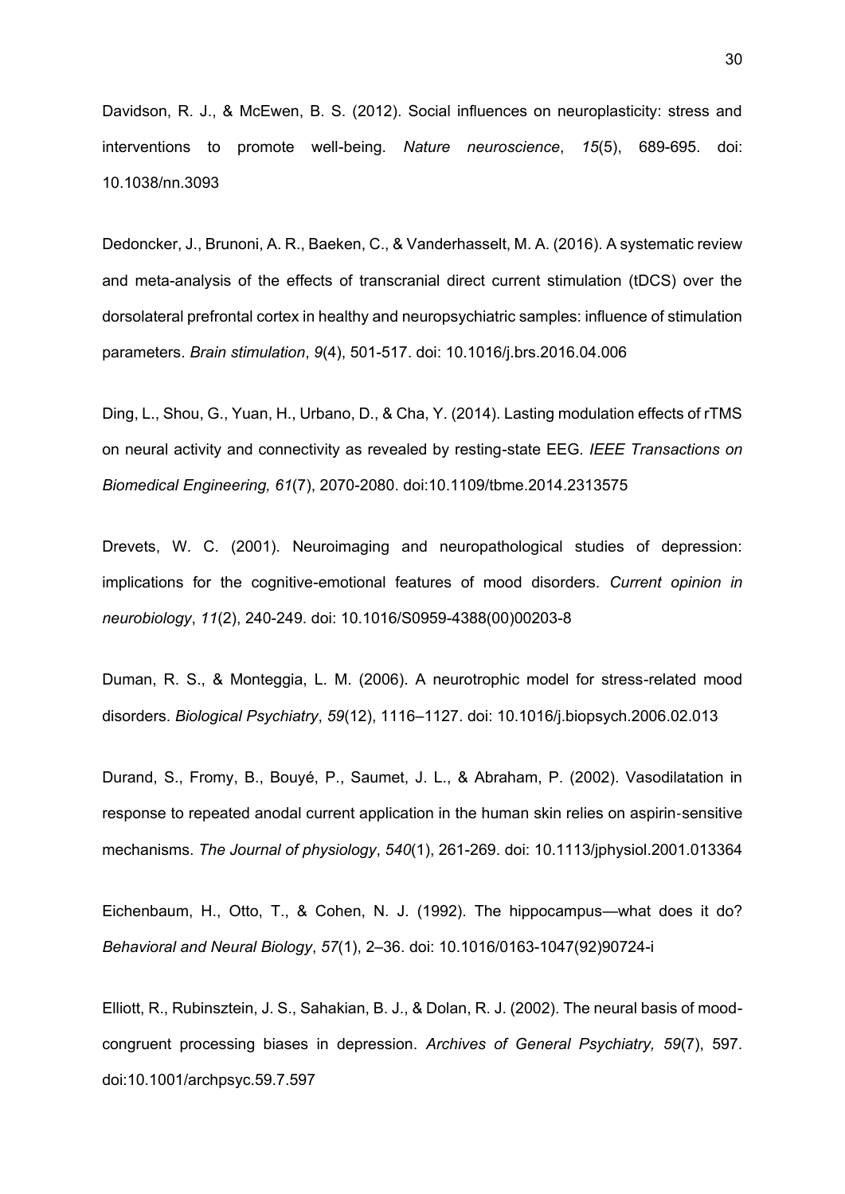Davidson, R. J., & McEwen, B. S. (2012). Social influences on neuroplasticity: stress and interventions to promote well-being. *Nature neuroscience*, *15*(5), 689-695. doi: 10.1038/nn.3093

Dedoncker, J., Brunoni, A. R., Baeken, C., & Vanderhasselt, M. A. (2016). A systematic review and meta-analysis of the effects of transcranial direct current stimulation (tDCS) over the dorsolateral prefrontal cortex in healthy and neuropsychiatric samples: influence of stimulation parameters. *Brain stimulation*, *9*(4), 501-517. doi: 10.1016/j.brs.2016.04.006

Ding, L., Shou, G., Yuan, H., Urbano, D., & Cha, Y. (2014). Lasting modulation effects of rTMS on neural activity and connectivity as revealed by resting-state EEG. *IEEE Transactions on Biomedical Engineering, 61*(7), 2070-2080. doi:10.1109/tbme.2014.2313575

Drevets, W. C. (2001). Neuroimaging and neuropathological studies of depression: implications for the cognitive-emotional features of mood disorders. *Current opinion in neurobiology*, *11*(2), 240-249. doi: 10.1016/S0959-4388(00)00203-8

Duman, R. S., & Monteggia, L. M. (2006). A neurotrophic model for stress-related mood disorders. *Biological Psychiatry*, *59*(12), 1116–1127. doi: 10.1016/j.biopsych.2006.02.013

Durand, S., Fromy, B., Bouyé, P., Saumet, J. L., & Abraham, P. (2002). Vasodilatation in response to repeated anodal current application in the human skin relies on aspirin-sensitive mechanisms. *The Journal of physiology*, *540*(1), 261-269. doi: 10.1113/jphysiol.2001.013364

Eichenbaum, H., Otto, T., & Cohen, N. J. (1992). The hippocampus—what does it do? *Behavioral and Neural Biology*, *57*(1), 2–36. doi: 10.1016/0163-1047(92)90724-i

Elliott, R., Rubinsztein, J. S., Sahakian, B. J., & Dolan, R. J. (2002). The neural basis of mood-congruent processing biases in depression. *Archives of General Psychiatry, 59*(7), 597. doi:10.1001/archpsyc.59.7.597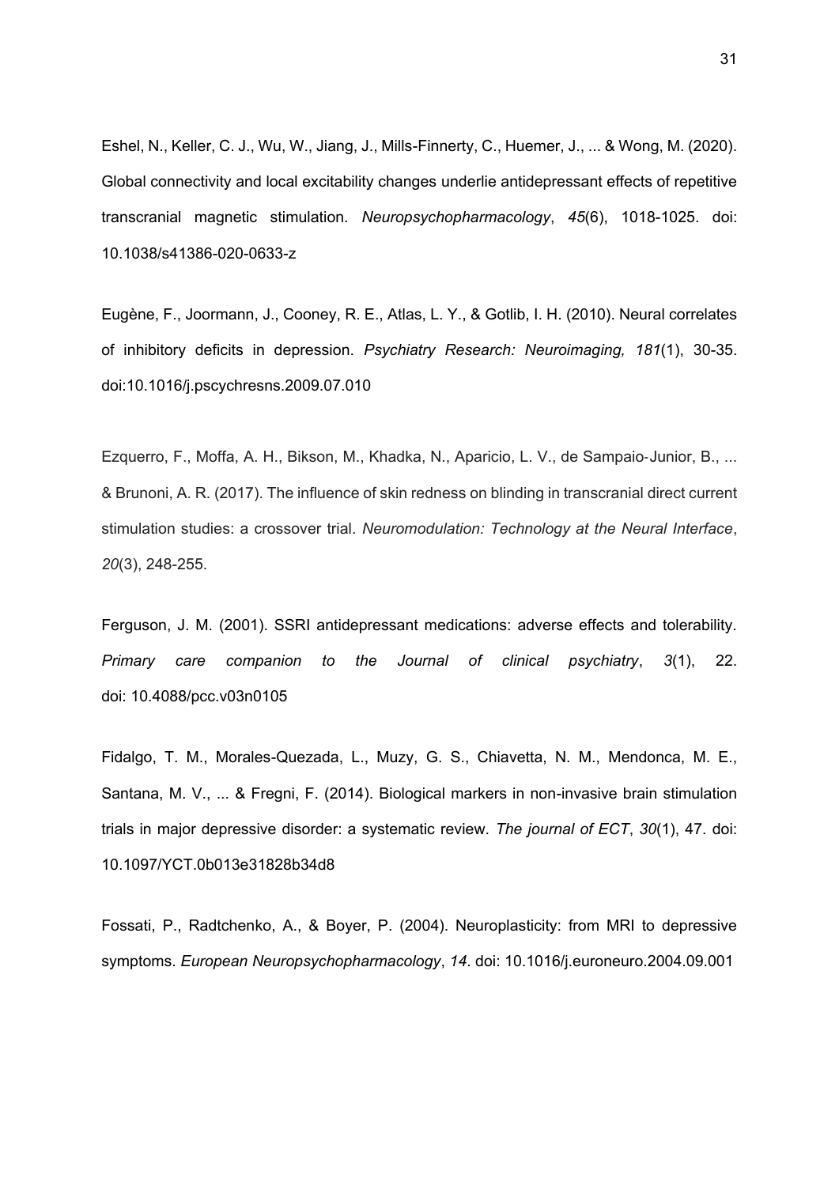Eshel, N., Keller, C. J., Wu, W., Jiang, J., Mills-Finnerty, C., Huemer, J., ... & Wong, M. (2020). Global connectivity and local excitability changes underlie antidepressant effects of repetitive transcranial magnetic stimulation. *Neuropsychopharmacology*, *45*(6), 1018-1025. doi: 10.1038/s41386-020-0633-z

Eugène, F., Joormann, J., Cooney, R. E., Atlas, L. Y., & Gotlib, I. H. (2010). Neural correlates of inhibitory deficits in depression. *Psychiatry Research: Neuroimaging, 181*(1), 30-35. doi:10.1016/j.pscychresns.2009.07.010

Ezquerro, F., Moffa, A. H., Bikson, M., Khadka, N., Aparicio, L. V., de Sampaio‐Junior, B., ... & Brunoni, A. R. (2017). The influence of skin redness on blinding in transcranial direct current stimulation studies: a crossover trial. *Neuromodulation: Technology at the Neural Interface*, *20*(3), 248-255.

Ferguson, J. M. (2001). SSRI antidepressant medications: adverse effects and tolerability. *Primary care companion to the Journal of clinical psychiatry*, *3*(1), 22. doi: 10.4088/pcc.v03n0105

Fidalgo, T. M., Morales-Quezada, L., Muzy, G. S., Chiavetta, N. M., Mendonca, M. E., Santana, M. V., ... & Fregni, F. (2014). Biological markers in non-invasive brain stimulation trials in major depressive disorder: a systematic review. *The journal of ECT*, *30*(1), 47. doi: 10.1097/YCT.0b013e31828b34d8

Fossati, P., Radtchenko, A., & Boyer, P. (2004). Neuroplasticity: from MRI to depressive symptoms. *European Neuropsychopharmacology*, *14*. doi: 10.1016/j.euroneuro.2004.09.001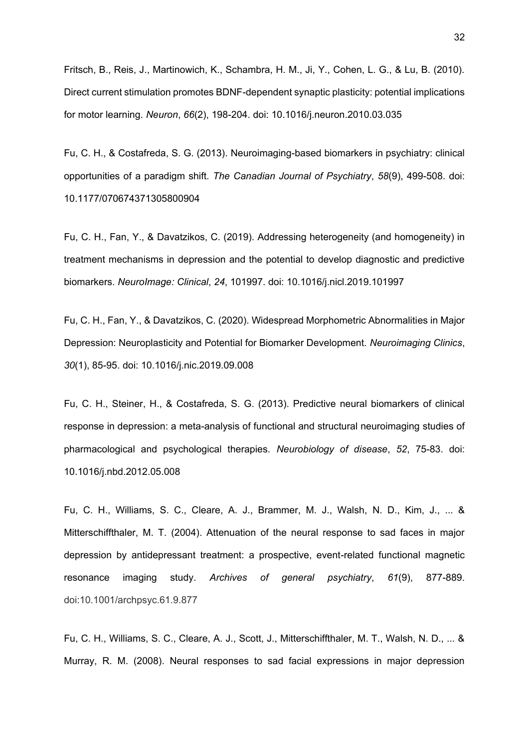Fritsch, B., Reis, J., Martinowich, K., Schambra, H. M., Ji, Y., Cohen, L. G., & Lu, B. (2010). Direct current stimulation promotes BDNF-dependent synaptic plasticity: potential implications for motor learning. *Neuron*, *66*(2), 198-204. doi: 10.1016/j.neuron.2010.03.035

Fu, C. H., & Costafreda, S. G. (2013). Neuroimaging-based biomarkers in psychiatry: clinical opportunities of a paradigm shift. *The Canadian Journal of Psychiatry*, *58*(9), 499-508. doi: 10.1177/070674371305800904

Fu, C. H., Fan, Y., & Davatzikos, C. (2019). Addressing heterogeneity (and homogeneity) in treatment mechanisms in depression and the potential to develop diagnostic and predictive biomarkers. *NeuroImage: Clinical*, *24*, 101997. doi: 10.1016/j.nicl.2019.101997

Fu, C. H., Fan, Y., & Davatzikos, C. (2020). Widespread Morphometric Abnormalities in Major Depression: Neuroplasticity and Potential for Biomarker Development. *Neuroimaging Clinics*, *30*(1), 85-95. doi: 10.1016/j.nic.2019.09.008

Fu, C. H., Steiner, H., & Costafreda, S. G. (2013). Predictive neural biomarkers of clinical response in depression: a meta-analysis of functional and structural neuroimaging studies of pharmacological and psychological therapies. *Neurobiology of disease*, *52*, 75-83. doi: 10.1016/j.nbd.2012.05.008

Fu, C. H., Williams, S. C., Cleare, A. J., Brammer, M. J., Walsh, N. D., Kim, J., ... & Mitterschiffthaler, M. T. (2004). Attenuation of the neural response to sad faces in major depression by antidepressant treatment: a prospective, event-related functional magnetic resonance imaging study. *Archives of general psychiatry*, *61*(9), 877-889. doi:10.1001/archpsyc.61.9.877

Fu, C. H., Williams, S. C., Cleare, A. J., Scott, J., Mitterschiffthaler, M. T., Walsh, N. D., ... & Murray, R. M. (2008). Neural responses to sad facial expressions in major depression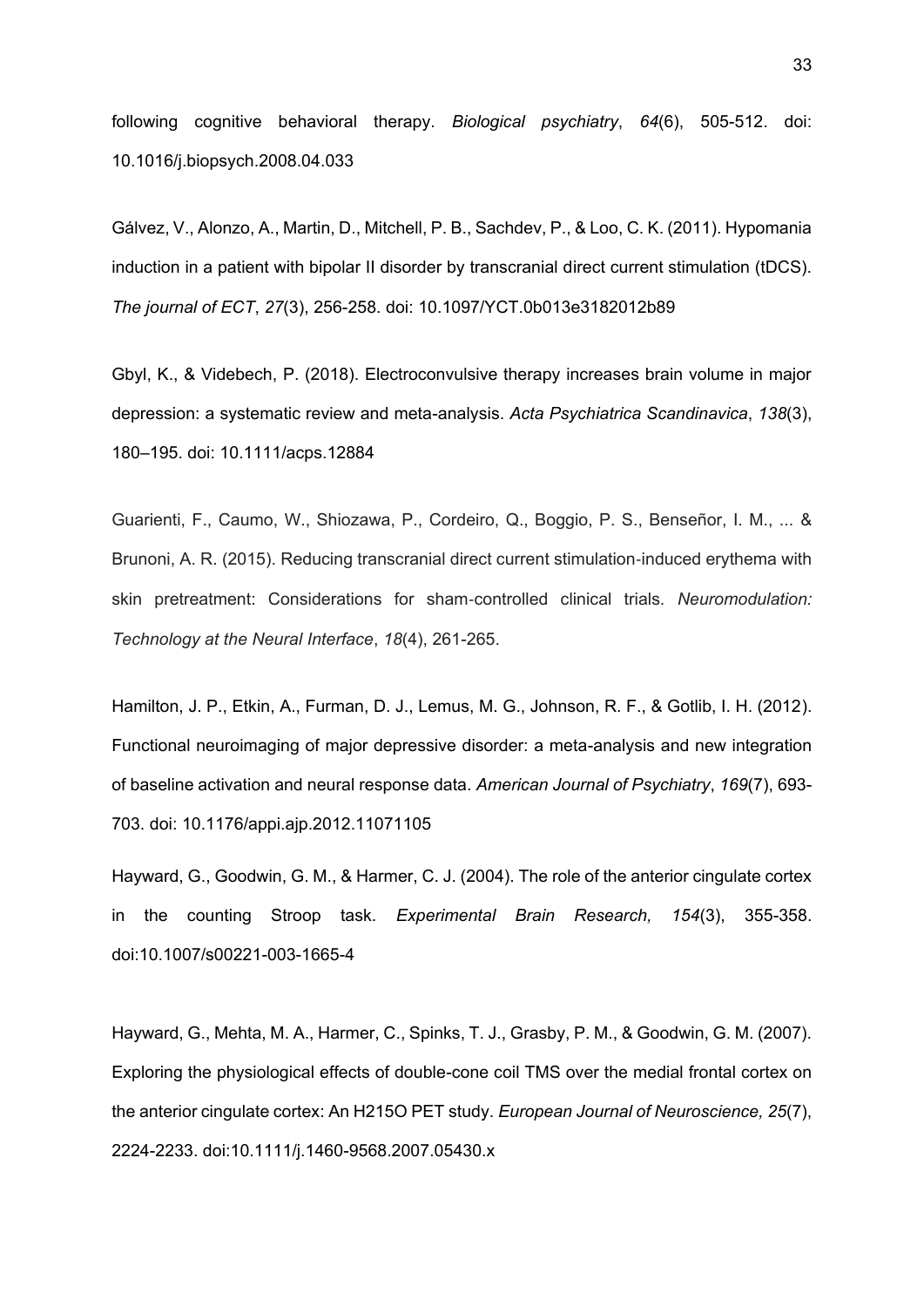following cognitive behavioral therapy. *Biological psychiatry*, *64*(6), 505-512. doi: 10.1016/j.biopsych.2008.04.033

Gálvez, V., Alonzo, A., Martin, D., Mitchell, P. B., Sachdev, P., & Loo, C. K. (2011). Hypomania induction in a patient with bipolar II disorder by transcranial direct current stimulation (tDCS). *The journal of ECT*, *27*(3), 256-258. doi: 10.1097/YCT.0b013e3182012b89

Gbyl, K., & Videbech, P. (2018). Electroconvulsive therapy increases brain volume in major depression: a systematic review and meta-analysis. *Acta Psychiatrica Scandinavica*, *138*(3), 180–195. doi: 10.1111/acps.12884

Guarienti, F., Caumo, W., Shiozawa, P., Cordeiro, Q., Boggio, P. S., Benseñor, I. M., ... & Brunoni, A. R. (2015). Reducing transcranial direct current stimulation-induced erythema with skin pretreatment: Considerations for sham-controlled clinical trials. *Neuromodulation: Technology at the Neural Interface*, *18*(4), 261-265.

Hamilton, J. P., Etkin, A., Furman, D. J., Lemus, M. G., Johnson, R. F., & Gotlib, I. H. (2012). Functional neuroimaging of major depressive disorder: a meta-analysis and new integration of baseline activation and neural response data. *American Journal of Psychiatry*, *169*(7), 693-703. doi: 10.1176/appi.ajp.2012.11071105

Hayward, G., Goodwin, G. M., & Harmer, C. J. (2004). The role of the anterior cingulate cortex in the counting Stroop task. *Experimental Brain Research, 154*(3), 355-358. doi:10.1007/s00221-003-1665-4

Hayward, G., Mehta, M. A., Harmer, C., Spinks, T. J., Grasby, P. M., & Goodwin, G. M. (2007). Exploring the physiological effects of double-cone coil TMS over the medial frontal cortex on the anterior cingulate cortex: An H215O PET study. *European Journal of Neuroscience, 25*(7), 2224-2233. doi:10.1111/j.1460-9568.2007.05430.x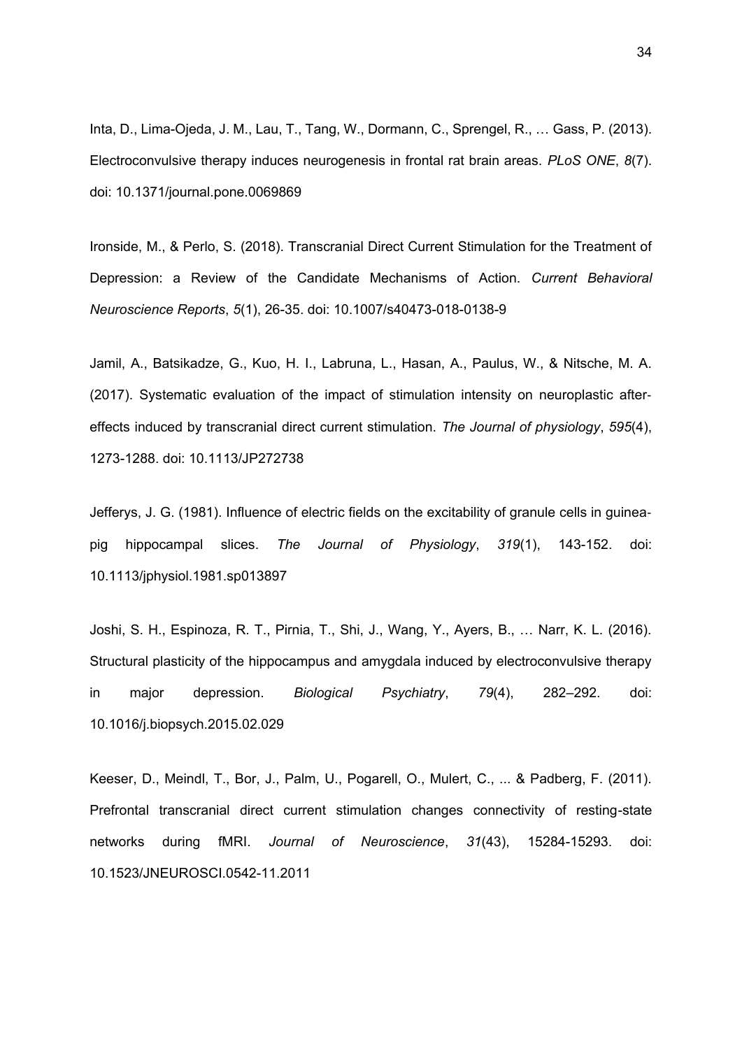Inta, D., Lima-Ojeda, J. M., Lau, T., Tang, W., Dormann, C., Sprengel, R., … Gass, P. (2013). Electroconvulsive therapy induces neurogenesis in frontal rat brain areas. *PLoS ONE*, *8*(7). doi: 10.1371/journal.pone.0069869

Ironside, M., & Perlo, S. (2018). Transcranial Direct Current Stimulation for the Treatment of Depression: a Review of the Candidate Mechanisms of Action. *Current Behavioral Neuroscience Reports*, *5*(1), 26-35. doi: 10.1007/s40473-018-0138-9

Jamil, A., Batsikadze, G., Kuo, H. I., Labruna, L., Hasan, A., Paulus, W., & Nitsche, M. A. (2017). Systematic evaluation of the impact of stimulation intensity on neuroplastic after-effects induced by transcranial direct current stimulation. *The Journal of physiology*, *595*(4), 1273-1288. doi: 10.1113/JP272738

Jefferys, J. G. (1981). Influence of electric fields on the excitability of granule cells in guinea-pig hippocampal slices. *The Journal of Physiology*, *319*(1), 143-152. doi: 10.1113/jphysiol.1981.sp013897

Joshi, S. H., Espinoza, R. T., Pirnia, T., Shi, J., Wang, Y., Ayers, B., … Narr, K. L. (2016). Structural plasticity of the hippocampus and amygdala induced by electroconvulsive therapy in major depression. *Biological Psychiatry*, *79*(4), 282–292. doi: 10.1016/j.biopsych.2015.02.029

Keeser, D., Meindl, T., Bor, J., Palm, U., Pogarell, O., Mulert, C., ... & Padberg, F. (2011). Prefrontal transcranial direct current stimulation changes connectivity of resting-state networks during fMRI. *Journal of Neuroscience*, *31*(43), 15284-15293. doi: 10.1523/JNEUROSCI.0542-11.2011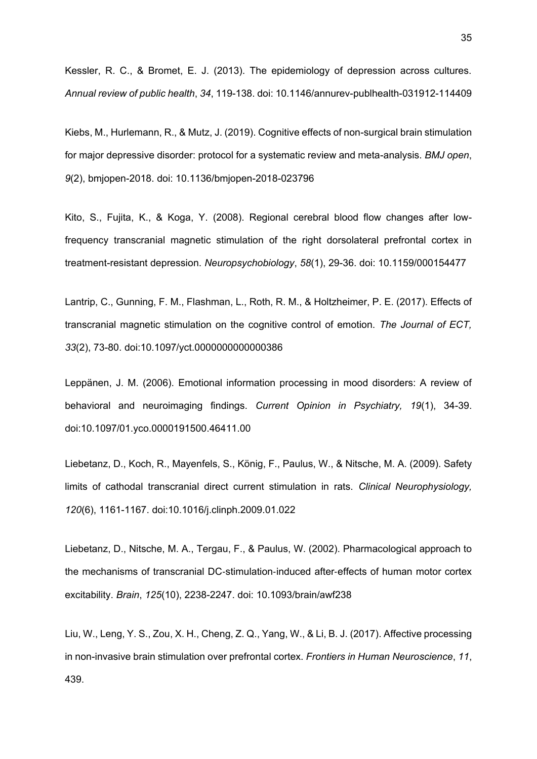Kessler, R. C., & Bromet, E. J. (2013). The epidemiology of depression across cultures. *Annual review of public health*, *34*, 119-138. doi: 10.1146/annurev-publhealth-031912-114409

Kiebs, M., Hurlemann, R., & Mutz, J. (2019). Cognitive effects of non-surgical brain stimulation for major depressive disorder: protocol for a systematic review and meta-analysis. *BMJ open*, *9*(2), bmjopen-2018. doi: 10.1136/bmjopen-2018-023796

Kito, S., Fujita, K., & Koga, Y. (2008). Regional cerebral blood flow changes after low-frequency transcranial magnetic stimulation of the right dorsolateral prefrontal cortex in treatment-resistant depression. *Neuropsychobiology*, *58*(1), 29-36. doi: 10.1159/000154477

Lantrip, C., Gunning, F. M., Flashman, L., Roth, R. M., & Holtzheimer, P. E. (2017). Effects of transcranial magnetic stimulation on the cognitive control of emotion. *The Journal of ECT, 33*(2), 73-80. doi:10.1097/yct.0000000000000386

Leppänen, J. M. (2006). Emotional information processing in mood disorders: A review of behavioral and neuroimaging findings. *Current Opinion in Psychiatry, 19*(1), 34-39. doi:10.1097/01.yco.0000191500.46411.00

Liebetanz, D., Koch, R., Mayenfels, S., König, F., Paulus, W., & Nitsche, M. A. (2009). Safety limits of cathodal transcranial direct current stimulation in rats. *Clinical Neurophysiology, 120*(6), 1161-1167. doi:10.1016/j.clinph.2009.01.022

Liebetanz, D., Nitsche, M. A., Tergau, F., & Paulus, W. (2002). Pharmacological approach to the mechanisms of transcranial DC-stimulation-induced after-effects of human motor cortex excitability. *Brain*, *125*(10), 2238-2247. doi: 10.1093/brain/awf238

Liu, W., Leng, Y. S., Zou, X. H., Cheng, Z. Q., Yang, W., & Li, B. J. (2017). Affective processing in non-invasive brain stimulation over prefrontal cortex. *Frontiers in Human Neuroscience*, *11*, 439.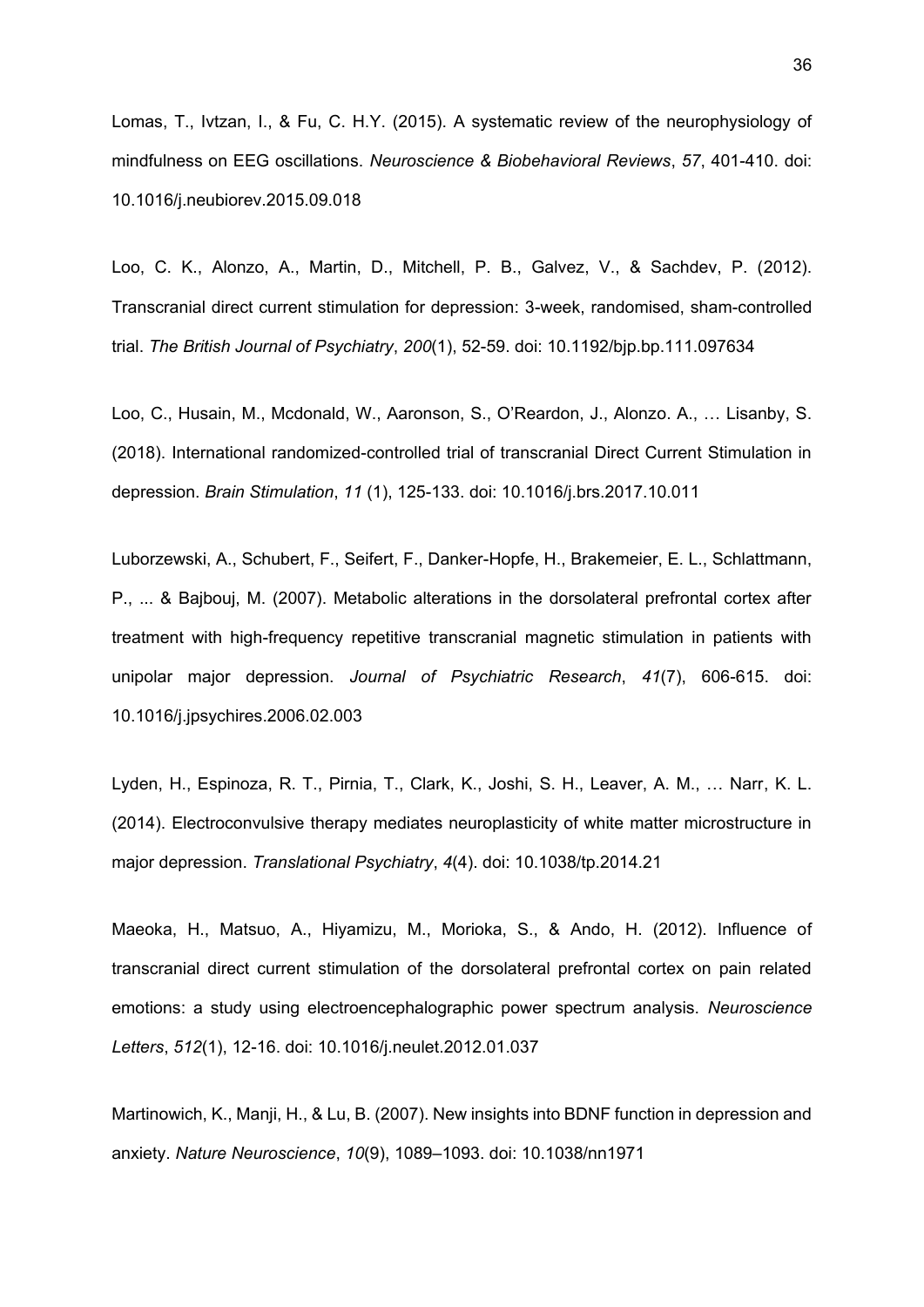Lomas, T., Ivtzan, I., & Fu, C. H.Y. (2015). A systematic review of the neurophysiology of mindfulness on EEG oscillations. *Neuroscience & Biobehavioral Reviews*, *57*, 401-410. doi: 10.1016/j.neubiorev.2015.09.018

Loo, C. K., Alonzo, A., Martin, D., Mitchell, P. B., Galvez, V., & Sachdev, P. (2012). Transcranial direct current stimulation for depression: 3-week, randomised, sham-controlled trial. *The British Journal of Psychiatry*, *200*(1), 52-59. doi: 10.1192/bjp.bp.111.097634

Loo, C., Husain, M., Mcdonald, W., Aaronson, S., O'Reardon, J., Alonzo. A., … Lisanby, S. (2018). International randomized-controlled trial of transcranial Direct Current Stimulation in depression. *Brain Stimulation*, *11* (1), 125-133. doi: 10.1016/j.brs.2017.10.011

Luborzewski, A., Schubert, F., Seifert, F., Danker-Hopfe, H., Brakemeier, E. L., Schlattmann, P., ... & Bajbouj, M. (2007). Metabolic alterations in the dorsolateral prefrontal cortex after treatment with high-frequency repetitive transcranial magnetic stimulation in patients with unipolar major depression. *Journal of Psychiatric Research*, *41*(7), 606-615. doi: 10.1016/j.jpsychires.2006.02.003

Lyden, H., Espinoza, R. T., Pirnia, T., Clark, K., Joshi, S. H., Leaver, A. M., … Narr, K. L. (2014). Electroconvulsive therapy mediates neuroplasticity of white matter microstructure in major depression. *Translational Psychiatry*, *4*(4). doi: 10.1038/tp.2014.21

Maeoka, H., Matsuo, A., Hiyamizu, M., Morioka, S., & Ando, H. (2012). Influence of transcranial direct current stimulation of the dorsolateral prefrontal cortex on pain related emotions: a study using electroencephalographic power spectrum analysis. *Neuroscience Letters*, *512*(1), 12-16. doi: 10.1016/j.neulet.2012.01.037

Martinowich, K., Manji, H., & Lu, B. (2007). New insights into BDNF function in depression and anxiety. *Nature Neuroscience*, *10*(9), 1089–1093. doi: 10.1038/nn1971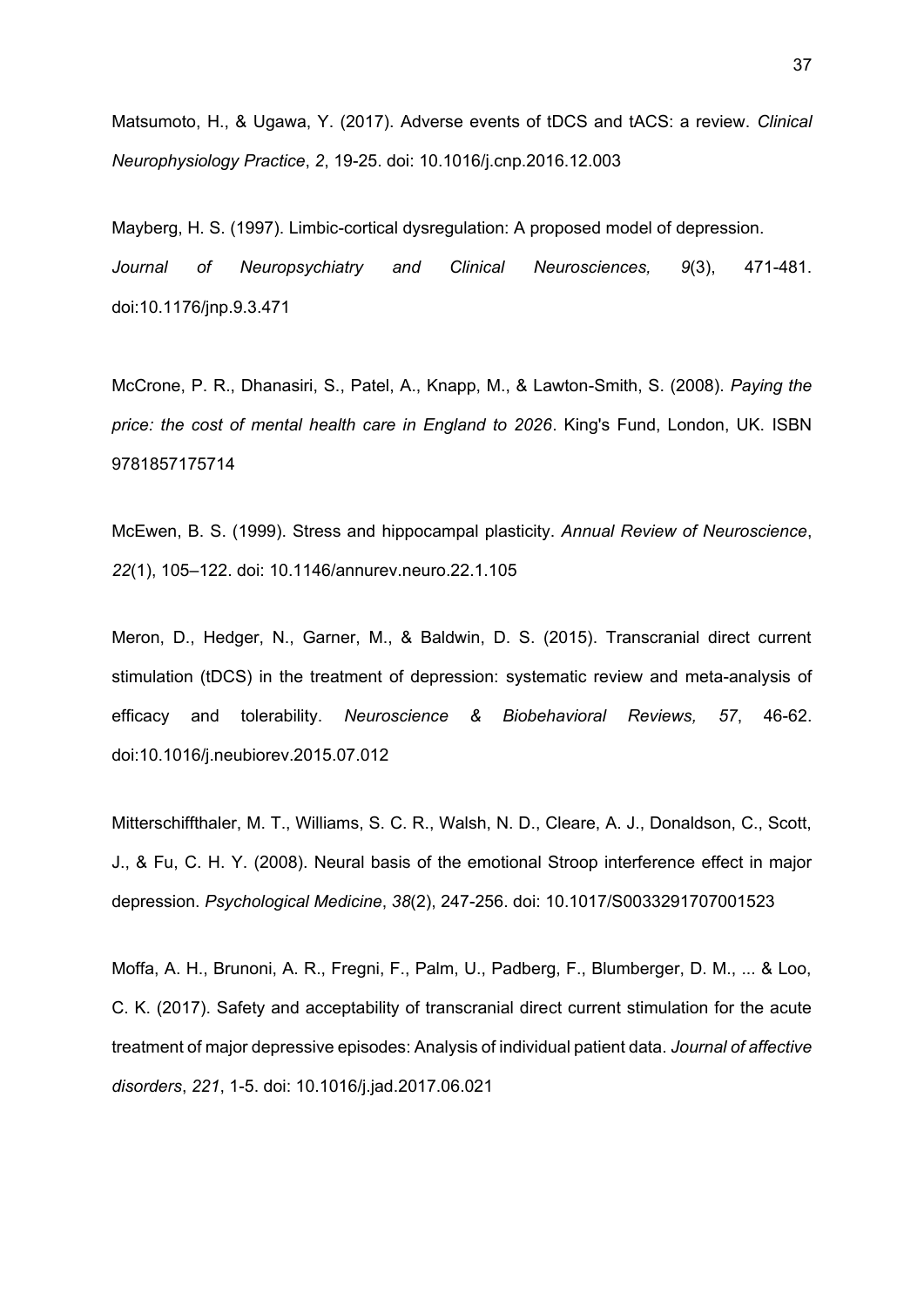Matsumoto, H., & Ugawa, Y. (2017). Adverse events of tDCS and tACS: a review. *Clinical Neurophysiology Practice*, *2*, 19-25. doi: 10.1016/j.cnp.2016.12.003

Mayberg, H. S. (1997). Limbic-cortical dysregulation: A proposed model of depression. *Journal of Neuropsychiatry and Clinical Neurosciences, 9*(3), 471-481. doi:10.1176/jnp.9.3.471

McCrone, P. R., Dhanasiri, S., Patel, A., Knapp, M., & Lawton-Smith, S. (2008). *Paying the price: the cost of mental health care in England to 2026*. King's Fund, London, UK. ISBN 9781857175714

McEwen, B. S. (1999). Stress and hippocampal plasticity. *Annual Review of Neuroscience*, *22*(1), 105–122. doi: 10.1146/annurev.neuro.22.1.105

Meron, D., Hedger, N., Garner, M., & Baldwin, D. S. (2015). Transcranial direct current stimulation (tDCS) in the treatment of depression: systematic review and meta-analysis of efficacy and tolerability. *Neuroscience & Biobehavioral Reviews, 57*, 46-62. doi:10.1016/j.neubiorev.2015.07.012

Mitterschiffthaler, M. T., Williams, S. C. R., Walsh, N. D., Cleare, A. J., Donaldson, C., Scott, J., & Fu, C. H. Y. (2008). Neural basis of the emotional Stroop interference effect in major depression. *Psychological Medicine*, *38*(2), 247-256. doi: 10.1017/S0033291707001523

Moffa, A. H., Brunoni, A. R., Fregni, F., Palm, U., Padberg, F., Blumberger, D. M., ... & Loo, C. K. (2017). Safety and acceptability of transcranial direct current stimulation for the acute treatment of major depressive episodes: Analysis of individual patient data. *Journal of affective disorders*, *221*, 1-5. doi: 10.1016/j.jad.2017.06.021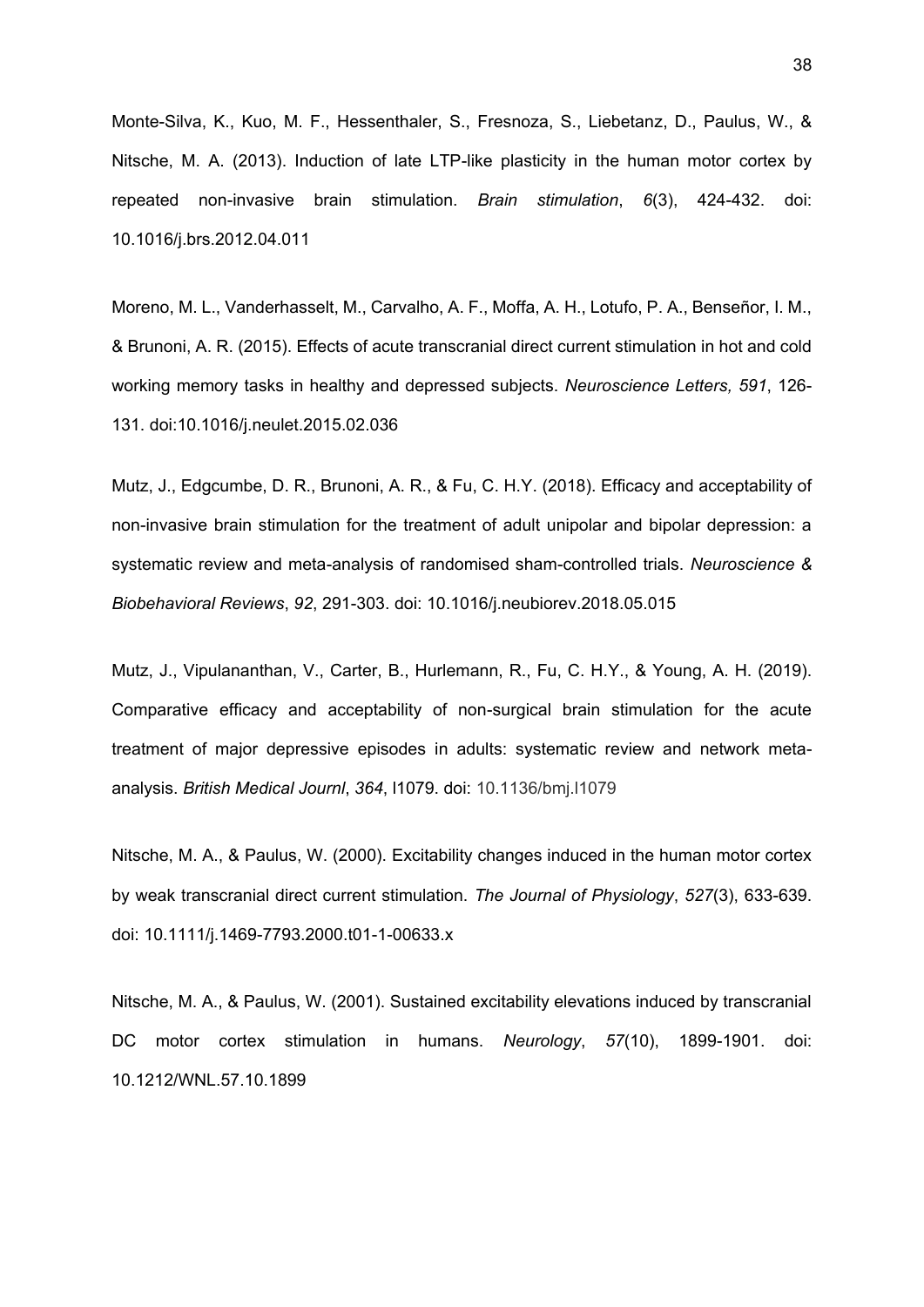Monte-Silva, K., Kuo, M. F., Hessenthaler, S., Fresnoza, S., Liebetanz, D., Paulus, W., & Nitsche, M. A. (2013). Induction of late LTP-like plasticity in the human motor cortex by repeated non-invasive brain stimulation. *Brain stimulation*, *6*(3), 424-432. doi: 10.1016/j.brs.2012.04.011

Moreno, M. L., Vanderhasselt, M., Carvalho, A. F., Moffa, A. H., Lotufo, P. A., Benseñor, I. M., & Brunoni, A. R. (2015). Effects of acute transcranial direct current stimulation in hot and cold working memory tasks in healthy and depressed subjects. *Neuroscience Letters, 591*, 126-131. doi:10.1016/j.neulet.2015.02.036

Mutz, J., Edgcumbe, D. R., Brunoni, A. R., & Fu, C. H.Y. (2018). Efficacy and acceptability of non-invasive brain stimulation for the treatment of adult unipolar and bipolar depression: a systematic review and meta-analysis of randomised sham-controlled trials. *Neuroscience & Biobehavioral Reviews*, *92*, 291-303. doi: 10.1016/j.neubiorev.2018.05.015

Mutz, J., Vipulananthan, V., Carter, B., Hurlemann, R., Fu, C. H.Y., & Young, A. H. (2019). Comparative efficacy and acceptability of non-surgical brain stimulation for the acute treatment of major depressive episodes in adults: systematic review and network meta-analysis. *British Medical Journl*, *364*, l1079. doi: 10.1136/bmj.l1079

Nitsche, M. A., & Paulus, W. (2000). Excitability changes induced in the human motor cortex by weak transcranial direct current stimulation. *The Journal of Physiology*, *527*(3), 633-639. doi: 10.1111/j.1469-7793.2000.t01-1-00633.x

Nitsche, M. A., & Paulus, W. (2001). Sustained excitability elevations induced by transcranial DC motor cortex stimulation in humans. *Neurology*, *57*(10), 1899-1901. doi: 10.1212/WNL.57.10.1899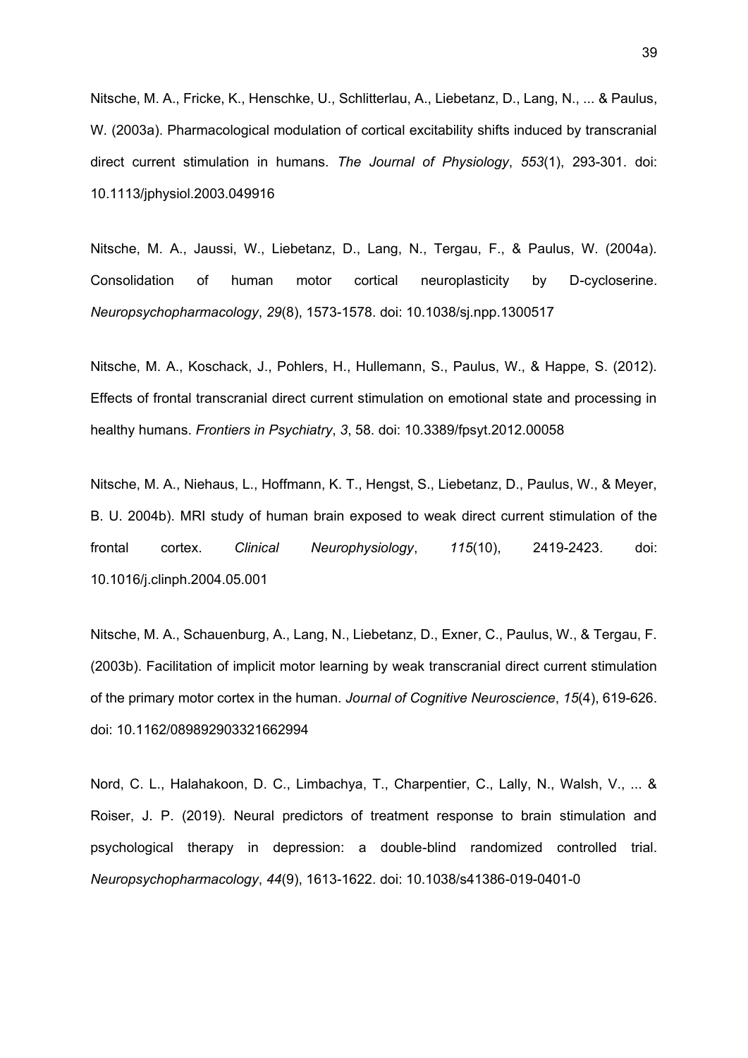Nitsche, M. A., Fricke, K., Henschke, U., Schlitterlau, A., Liebetanz, D., Lang, N., ... & Paulus, W. (2003a). Pharmacological modulation of cortical excitability shifts induced by transcranial direct current stimulation in humans. *The Journal of Physiology*, *553*(1), 293-301. doi: 10.1113/jphysiol.2003.049916

Nitsche, M. A., Jaussi, W., Liebetanz, D., Lang, N., Tergau, F., & Paulus, W. (2004a). Consolidation of human motor cortical neuroplasticity by D-cycloserine. *Neuropsychopharmacology*, *29*(8), 1573-1578. doi: 10.1038/sj.npp.1300517

Nitsche, M. A., Koschack, J., Pohlers, H., Hullemann, S., Paulus, W., & Happe, S. (2012). Effects of frontal transcranial direct current stimulation on emotional state and processing in healthy humans. *Frontiers in Psychiatry*, *3*, 58. doi: 10.3389/fpsyt.2012.00058

Nitsche, M. A., Niehaus, L., Hoffmann, K. T., Hengst, S., Liebetanz, D., Paulus, W., & Meyer, B. U. 2004b). MRI study of human brain exposed to weak direct current stimulation of the frontal cortex. *Clinical Neurophysiology*, *115*(10), 2419-2423. doi: 10.1016/j.clinph.2004.05.001

Nitsche, M. A., Schauenburg, A., Lang, N., Liebetanz, D., Exner, C., Paulus, W., & Tergau, F. (2003b). Facilitation of implicit motor learning by weak transcranial direct current stimulation of the primary motor cortex in the human. *Journal of Cognitive Neuroscience*, *15*(4), 619-626. doi: 10.1162/089892903321662994

Nord, C. L., Halahakoon, D. C., Limbachya, T., Charpentier, C., Lally, N., Walsh, V., ... & Roiser, J. P. (2019). Neural predictors of treatment response to brain stimulation and psychological therapy in depression: a double-blind randomized controlled trial. *Neuropsychopharmacology*, *44*(9), 1613-1622. doi: 10.1038/s41386-019-0401-0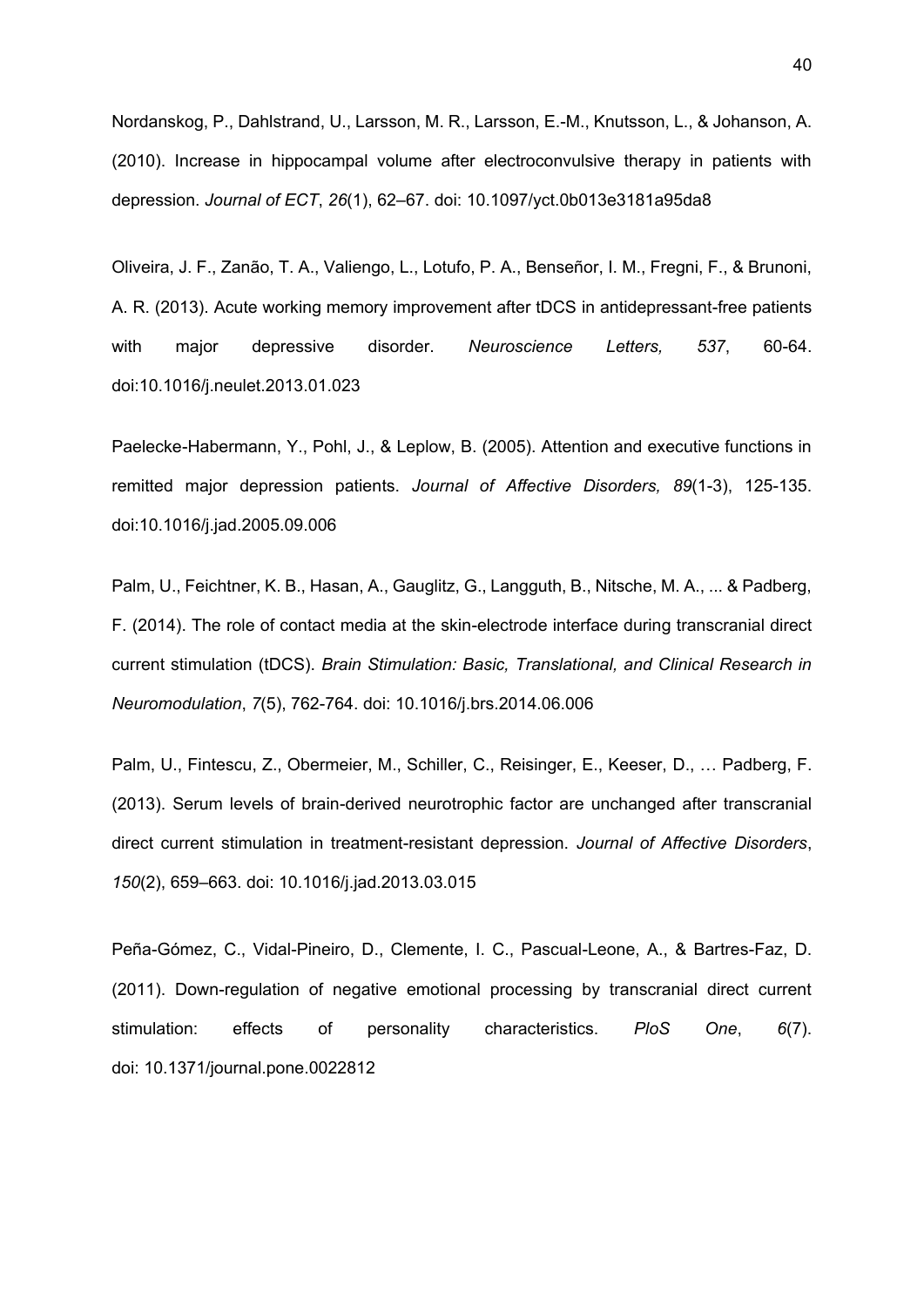Nordanskog, P., Dahlstrand, U., Larsson, M. R., Larsson, E.-M., Knutsson, L., & Johanson, A. (2010). Increase in hippocampal volume after electroconvulsive therapy in patients with depression. *Journal of ECT*, *26*(1), 62–67. doi: 10.1097/yct.0b013e3181a95da8

Oliveira, J. F., Zanão, T. A., Valiengo, L., Lotufo, P. A., Benseñor, I. M., Fregni, F., & Brunoni, A. R. (2013). Acute working memory improvement after tDCS in antidepressant-free patients with major depressive disorder. *Neuroscience Letters, 537*, 60-64. doi:10.1016/j.neulet.2013.01.023

Paelecke-Habermann, Y., Pohl, J., & Leplow, B. (2005). Attention and executive functions in remitted major depression patients. *Journal of Affective Disorders, 89*(1-3), 125-135. doi:10.1016/j.jad.2005.09.006

Palm, U., Feichtner, K. B., Hasan, A., Gauglitz, G., Langguth, B., Nitsche, M. A., ... & Padberg, F. (2014). The role of contact media at the skin-electrode interface during transcranial direct current stimulation (tDCS). *Brain Stimulation: Basic, Translational, and Clinical Research in Neuromodulation*, *7*(5), 762-764. doi: 10.1016/j.brs.2014.06.006

Palm, U., Fintescu, Z., Obermeier, M., Schiller, C., Reisinger, E., Keeser, D., … Padberg, F. (2013). Serum levels of brain-derived neurotrophic factor are unchanged after transcranial direct current stimulation in treatment-resistant depression. *Journal of Affective Disorders*, *150*(2), 659–663. doi: 10.1016/j.jad.2013.03.015

Peña-Gómez, C., Vidal-Pineiro, D., Clemente, I. C., Pascual-Leone, A., & Bartres-Faz, D. (2011). Down-regulation of negative emotional processing by transcranial direct current stimulation: effects of personality characteristics. *PloS One*, *6*(7). doi: 10.1371/journal.pone.0022812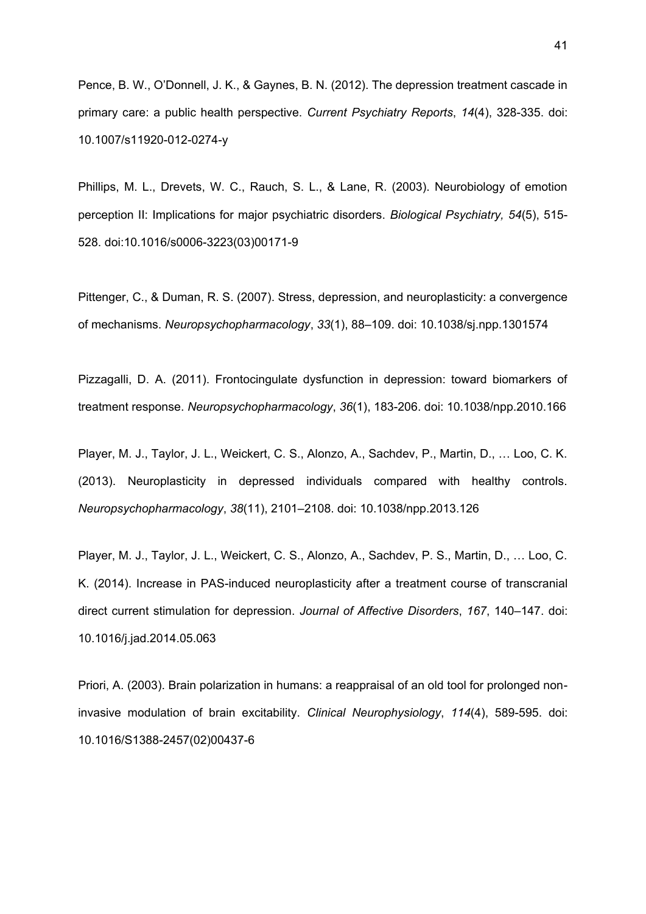Pence, B. W., O’Donnell, J. K., & Gaynes, B. N. (2012). The depression treatment cascade in primary care: a public health perspective. *Current Psychiatry Reports*, *14*(4), 328-335. doi: 10.1007/s11920-012-0274-y

Phillips, M. L., Drevets, W. C., Rauch, S. L., & Lane, R. (2003). Neurobiology of emotion perception II: Implications for major psychiatric disorders. *Biological Psychiatry, 54*(5), 515-528. doi:10.1016/s0006-3223(03)00171-9

Pittenger, C., & Duman, R. S. (2007). Stress, depression, and neuroplasticity: a convergence of mechanisms. *Neuropsychopharmacology*, *33*(1), 88–109. doi: 10.1038/sj.npp.1301574

Pizzagalli, D. A. (2011). Frontocingulate dysfunction in depression: toward biomarkers of treatment response. *Neuropsychopharmacology*, *36*(1), 183-206. doi: 10.1038/npp.2010.166

Player, M. J., Taylor, J. L., Weickert, C. S., Alonzo, A., Sachdev, P., Martin, D., … Loo, C. K. (2013). Neuroplasticity in depressed individuals compared with healthy controls. *Neuropsychopharmacology*, *38*(11), 2101–2108. doi: 10.1038/npp.2013.126

Player, M. J., Taylor, J. L., Weickert, C. S., Alonzo, A., Sachdev, P. S., Martin, D., … Loo, C. K. (2014). Increase in PAS-induced neuroplasticity after a treatment course of transcranial direct current stimulation for depression. *Journal of Affective Disorders*, *167*, 140–147. doi: 10.1016/j.jad.2014.05.063

Priori, A. (2003). Brain polarization in humans: a reappraisal of an old tool for prolonged non-invasive modulation of brain excitability. *Clinical Neurophysiology*, *114*(4), 589-595. doi: 10.1016/S1388-2457(02)00437-6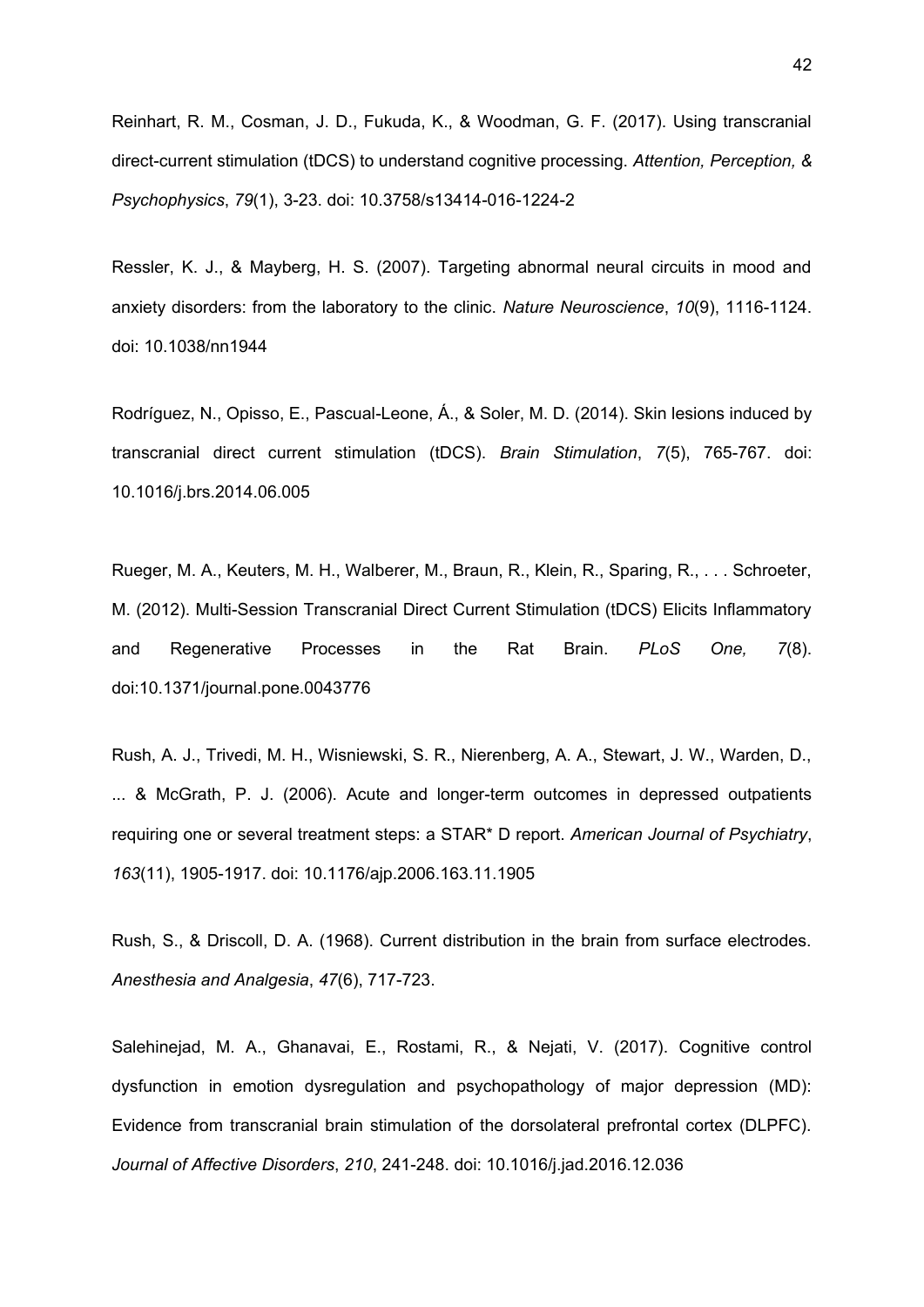Reinhart, R. M., Cosman, J. D., Fukuda, K., & Woodman, G. F. (2017). Using transcranial direct-current stimulation (tDCS) to understand cognitive processing. *Attention, Perception, & Psychophysics*, *79*(1), 3-23. doi: 10.3758/s13414-016-1224-2

Ressler, K. J., & Mayberg, H. S. (2007). Targeting abnormal neural circuits in mood and anxiety disorders: from the laboratory to the clinic. *Nature Neuroscience*, *10*(9), 1116-1124. doi: 10.1038/nn1944

Rodríguez, N., Opisso, E., Pascual-Leone, Á., & Soler, M. D. (2014). Skin lesions induced by transcranial direct current stimulation (tDCS). *Brain Stimulation*, *7*(5), 765-767. doi: 10.1016/j.brs.2014.06.005

Rueger, M. A., Keuters, M. H., Walberer, M., Braun, R., Klein, R., Sparing, R., . . . Schroeter, M. (2012). Multi-Session Transcranial Direct Current Stimulation (tDCS) Elicits Inflammatory and Regenerative Processes in the Rat Brain. *PLoS One, 7*(8). doi:10.1371/journal.pone.0043776

Rush, A. J., Trivedi, M. H., Wisniewski, S. R., Nierenberg, A. A., Stewart, J. W., Warden, D., ... & McGrath, P. J. (2006). Acute and longer-term outcomes in depressed outpatients requiring one or several treatment steps: a STAR* D report. *American Journal of Psychiatry*, *163*(11), 1905-1917. doi: 10.1176/ajp.2006.163.11.1905

Rush, S., & Driscoll, D. A. (1968). Current distribution in the brain from surface electrodes. *Anesthesia and Analgesia*, *47*(6), 717-723.

Salehinejad, M. A., Ghanavai, E., Rostami, R., & Nejati, V. (2017). Cognitive control dysfunction in emotion dysregulation and psychopathology of major depression (MD): Evidence from transcranial brain stimulation of the dorsolateral prefrontal cortex (DLPFC). *Journal of Affective Disorders*, *210*, 241-248. doi: 10.1016/j.jad.2016.12.036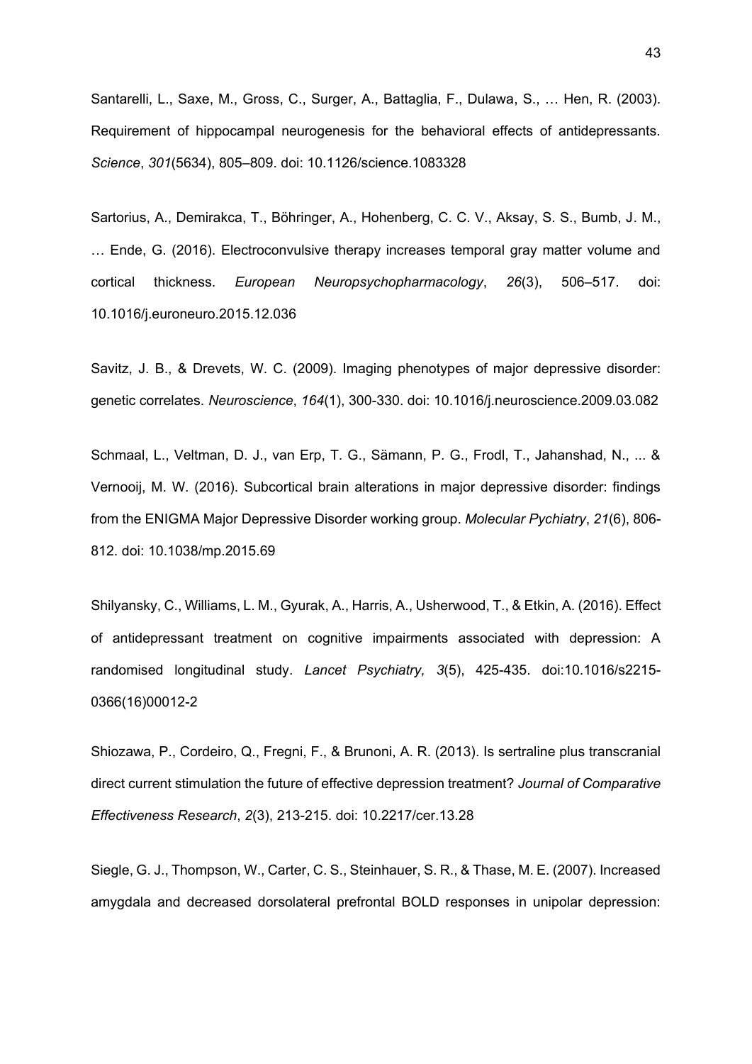Santarelli, L., Saxe, M., Gross, C., Surger, A., Battaglia, F., Dulawa, S., … Hen, R. (2003). Requirement of hippocampal neurogenesis for the behavioral effects of antidepressants. *Science*, *301*(5634), 805–809. doi: 10.1126/science.1083328

Sartorius, A., Demirakca, T., Böhringer, A., Hohenberg, C. C. V., Aksay, S. S., Bumb, J. M., … Ende, G. (2016). Electroconvulsive therapy increases temporal gray matter volume and cortical thickness. *European Neuropsychopharmacology*, *26*(3), 506–517. doi: 10.1016/j.euroneuro.2015.12.036

Savitz, J. B., & Drevets, W. C. (2009). Imaging phenotypes of major depressive disorder: genetic correlates. *Neuroscience*, *164*(1), 300-330. doi: 10.1016/j.neuroscience.2009.03.082

Schmaal, L., Veltman, D. J., van Erp, T. G., Sämann, P. G., Frodl, T., Jahanshad, N., ... & Vernooij, M. W. (2016). Subcortical brain alterations in major depressive disorder: findings from the ENIGMA Major Depressive Disorder working group. *Molecular Pychiatry*, *21*(6), 806-812. doi: 10.1038/mp.2015.69

Shilyansky, C., Williams, L. M., Gyurak, A., Harris, A., Usherwood, T., & Etkin, A. (2016). Effect of antidepressant treatment on cognitive impairments associated with depression: A randomised longitudinal study. *Lancet Psychiatry, 3*(5), 425-435. doi:10.1016/s2215-0366(16)00012-2

Shiozawa, P., Cordeiro, Q., Fregni, F., & Brunoni, A. R. (2013). Is sertraline plus transcranial direct current stimulation the future of effective depression treatment? *Journal of Comparative Effectiveness Research*, *2*(3), 213-215. doi: 10.2217/cer.13.28

Siegle, G. J., Thompson, W., Carter, C. S., Steinhauer, S. R., & Thase, M. E. (2007). Increased amygdala and decreased dorsolateral prefrontal BOLD responses in unipolar depression: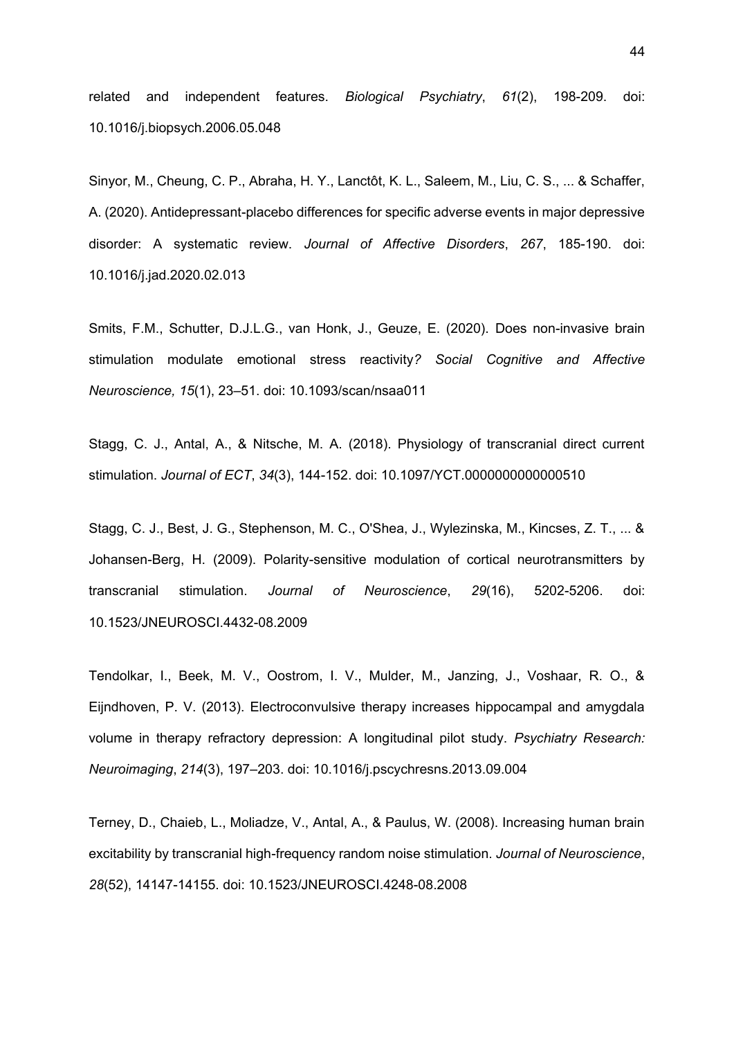related and independent features. *Biological Psychiatry*, *61*(2), 198-209. doi: 10.1016/j.biopsych.2006.05.048

Sinyor, M., Cheung, C. P., Abraha, H. Y., Lanctôt, K. L., Saleem, M., Liu, C. S., ... & Schaffer, A. (2020). Antidepressant-placebo differences for specific adverse events in major depressive disorder: A systematic review. *Journal of Affective Disorders*, *267*, 185-190. doi: 10.1016/j.jad.2020.02.013

Smits, F.M., Schutter, D.J.L.G., van Honk, J., Geuze, E. (2020). Does non-invasive brain stimulation modulate emotional stress reactivity*? Social Cognitive and Affective Neuroscience, 15*(1), 23–51. doi: 10.1093/scan/nsaa011

Stagg, C. J., Antal, A., & Nitsche, M. A. (2018). Physiology of transcranial direct current stimulation. *Journal of ECT*, *34*(3), 144-152. doi: 10.1097/YCT.0000000000000510

Stagg, C. J., Best, J. G., Stephenson, M. C., O'Shea, J., Wylezinska, M., Kincses, Z. T., ... & Johansen-Berg, H. (2009). Polarity-sensitive modulation of cortical neurotransmitters by transcranial stimulation. *Journal of Neuroscience*, *29*(16), 5202-5206. doi: 10.1523/JNEUROSCI.4432-08.2009

Tendolkar, I., Beek, M. V., Oostrom, I. V., Mulder, M., Janzing, J., Voshaar, R. O., & Eijndhoven, P. V. (2013). Electroconvulsive therapy increases hippocampal and amygdala volume in therapy refractory depression: A longitudinal pilot study. *Psychiatry Research: Neuroimaging*, *214*(3), 197–203. doi: 10.1016/j.pscychresns.2013.09.004

Terney, D., Chaieb, L., Moliadze, V., Antal, A., & Paulus, W. (2008). Increasing human brain excitability by transcranial high-frequency random noise stimulation. *Journal of Neuroscience*, *28*(52), 14147-14155. doi: 10.1523/JNEUROSCI.4248-08.2008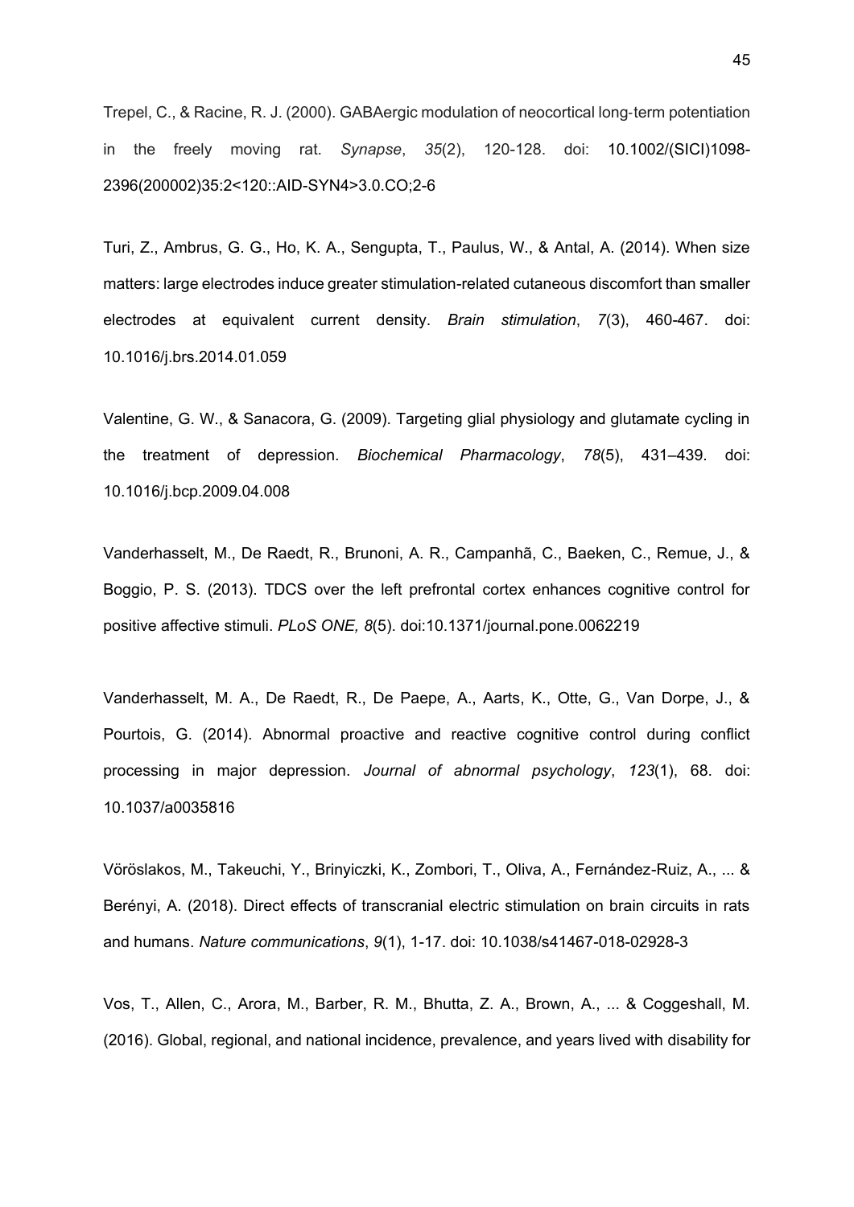Trepel, C., & Racine, R. J. (2000). GABAergic modulation of neocortical long-term potentiation in the freely moving rat. *Synapse*, *35*(2), 120-128. doi: 10.1002/(SICI)1098-2396(200002)35:2<120::AID-SYN4>3.0.CO;2-6

Turi, Z., Ambrus, G. G., Ho, K. A., Sengupta, T., Paulus, W., & Antal, A. (2014). When size matters: large electrodes induce greater stimulation-related cutaneous discomfort than smaller electrodes at equivalent current density. *Brain stimulation*, *7*(3), 460-467. doi: 10.1016/j.brs.2014.01.059

Valentine, G. W., & Sanacora, G. (2009). Targeting glial physiology and glutamate cycling in the treatment of depression. *Biochemical Pharmacology*, *78*(5), 431–439. doi: 10.1016/j.bcp.2009.04.008

Vanderhasselt, M., De Raedt, R., Brunoni, A. R., Campanhã, C., Baeken, C., Remue, J., & Boggio, P. S. (2013). TDCS over the left prefrontal cortex enhances cognitive control for positive affective stimuli. *PLoS ONE, 8*(5). doi:10.1371/journal.pone.0062219

Vanderhasselt, M. A., De Raedt, R., De Paepe, A., Aarts, K., Otte, G., Van Dorpe, J., & Pourtois, G. (2014). Abnormal proactive and reactive cognitive control during conflict processing in major depression. *Journal of abnormal psychology*, *123*(1), 68. doi: 10.1037/a0035816

Vöröslakos, M., Takeuchi, Y., Brinyiczki, K., Zombori, T., Oliva, A., Fernández-Ruiz, A., ... & Berényi, A. (2018). Direct effects of transcranial electric stimulation on brain circuits in rats and humans. *Nature communications*, *9*(1), 1-17. doi: 10.1038/s41467-018-02928-3

Vos, T., Allen, C., Arora, M., Barber, R. M., Bhutta, Z. A., Brown, A., ... & Coggeshall, M. (2016). Global, regional, and national incidence, prevalence, and years lived with disability for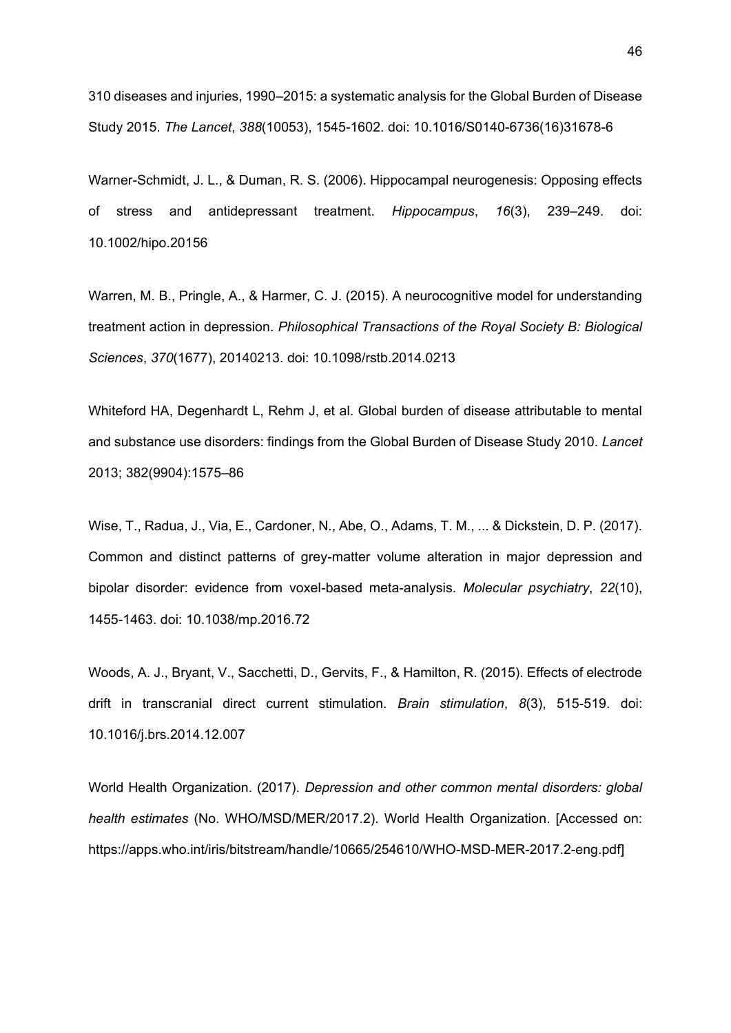310 diseases and injuries, 1990–2015: a systematic analysis for the Global Burden of Disease Study 2015. *The Lancet*, *388*(10053), 1545-1602. doi: 10.1016/S0140-6736(16)31678-6

Warner-Schmidt, J. L., & Duman, R. S. (2006). Hippocampal neurogenesis: Opposing effects of stress and antidepressant treatment. *Hippocampus*, *16*(3), 239–249. doi: 10.1002/hipo.20156

Warren, M. B., Pringle, A., & Harmer, C. J. (2015). A neurocognitive model for understanding treatment action in depression. *Philosophical Transactions of the Royal Society B: Biological Sciences*, *370*(1677), 20140213. doi: 10.1098/rstb.2014.0213

Whiteford HA, Degenhardt L, Rehm J, et al. Global burden of disease attributable to mental and substance use disorders: findings from the Global Burden of Disease Study 2010. *Lancet* 2013; 382(9904):1575–86

Wise, T., Radua, J., Via, E., Cardoner, N., Abe, O., Adams, T. M., ... & Dickstein, D. P. (2017). Common and distinct patterns of grey-matter volume alteration in major depression and bipolar disorder: evidence from voxel-based meta-analysis. *Molecular psychiatry*, *22*(10), 1455-1463. doi: 10.1038/mp.2016.72

Woods, A. J., Bryant, V., Sacchetti, D., Gervits, F., & Hamilton, R. (2015). Effects of electrode drift in transcranial direct current stimulation. *Brain stimulation*, *8*(3), 515-519. doi: 10.1016/j.brs.2014.12.007

World Health Organization. (2017). *Depression and other common mental disorders: global health estimates* (No. WHO/MSD/MER/2017.2). World Health Organization. [Accessed on: https://apps.who.int/iris/bitstream/handle/10665/254610/WHO-MSD-MER-2017.2-eng.pdf]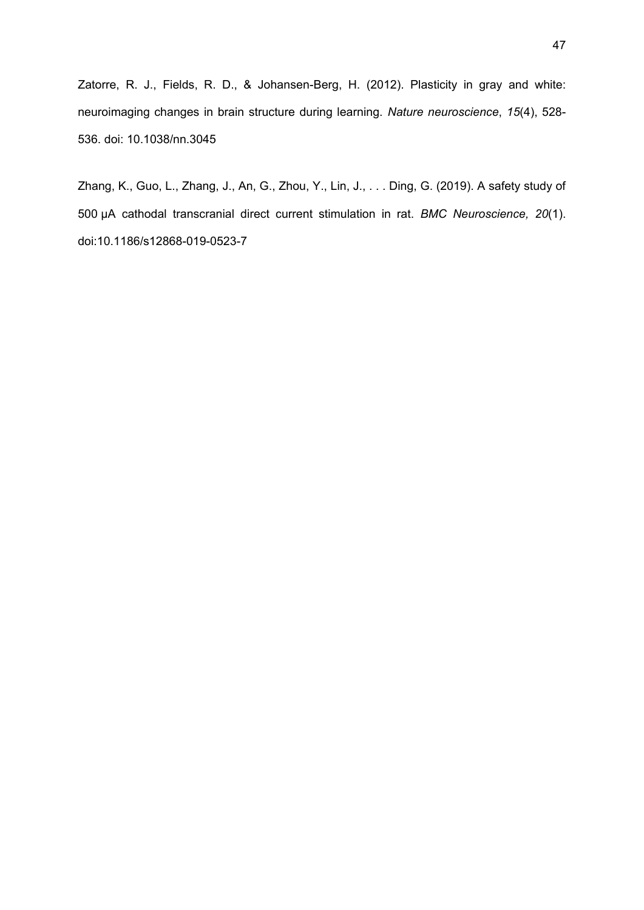Zatorre, R. J., Fields, R. D., & Johansen-Berg, H. (2012). Plasticity in gray and white: neuroimaging changes in brain structure during learning. *Nature neuroscience*, *15*(4), 528-536. doi: 10.1038/nn.3045

Zhang, K., Guo, L., Zhang, J., An, G., Zhou, Y., Lin, J., . . . Ding, G. (2019). A safety study of 500 μA cathodal transcranial direct current stimulation in rat. *BMC Neuroscience, 20*(1). doi:10.1186/s12868-019-0523-7